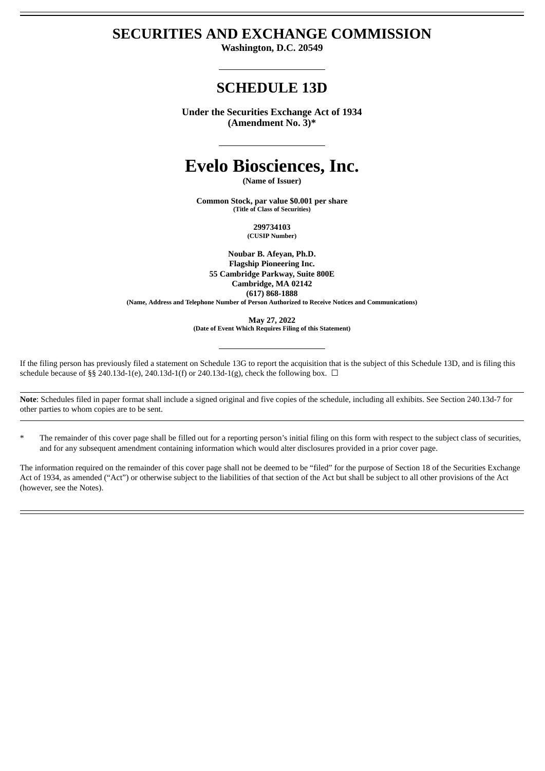# SECURITIES AND EXCHANGE COMMISSION

**Washington, D.C. 20549**

## SCHEDULE 13D

**Under the Securities Exchange Act of 1934**
**(Amendment No. 3)***

# Evelo Biosciences, Inc.

**(Name of Issuer)**

**Common Stock, par value $0.001 per share**
**(Title of Class of Securities)**

**299734103**
**(CUSIP Number)**

**Noubar B. Afeyan, Ph.D.**
**Flagship Pioneering Inc.**
**55 Cambridge Parkway, Suite 800E**
**Cambridge, MA 02142**
**(617) 868-1888**
**(Name, Address and Telephone Number of Person Authorized to Receive Notices and Communications)**

**May 27, 2022**
**(Date of Event Which Requires Filing of this Statement)**

If the filing person has previously filed a statement on Schedule 13G to report the acquisition that is the subject of this Schedule 13D, and is filing this schedule because of §§ 240.13d-1(e), 240.13d-1(f) or 240.13d-1(g), check the following box. ☐

**Note**: Schedules filed in paper format shall include a signed original and five copies of the schedule, including all exhibits. See Section 240.13d-7 for other parties to whom copies are to be sent.

\* The remainder of this cover page shall be filled out for a reporting person's initial filing on this form with respect to the subject class of securities, and for any subsequent amendment containing information which would alter disclosures provided in a prior cover page.

The information required on the remainder of this cover page shall not be deemed to be "filed" for the purpose of Section 18 of the Securities Exchange Act of 1934, as amended ("Act") or otherwise subject to the liabilities of that section of the Act but shall be subject to all other provisions of the Act (however, see the Notes).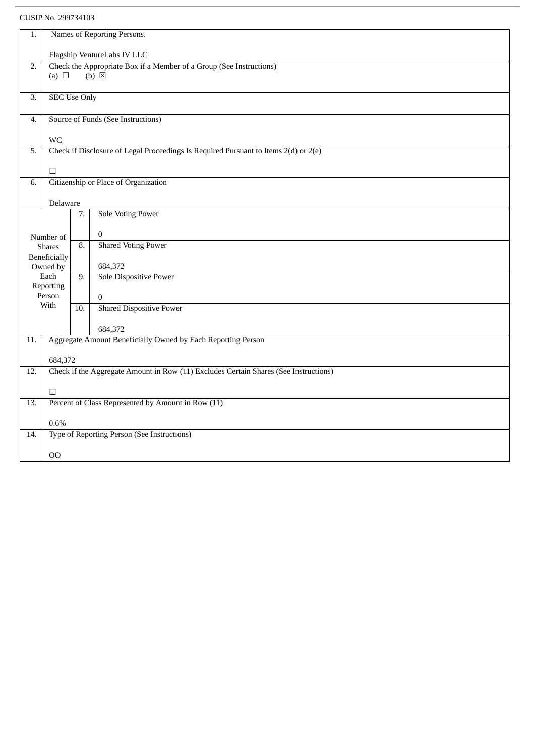CUSIP No. 299734103

| 1. | Names of Reporting Persons.<br><br>Flagship VentureLabs IV LLC | | |
|---|---|---|---|
| 2. | Check the Appropriate Box if a Member of a Group (See Instructions)<br>(a) ☐ (b) ☒ | | |
| 3. | SEC Use Only | | |
| 4. | Source of Funds (See Instructions)<br><br>WC | | |
| 5. | Check if Disclosure of Legal Proceedings Is Required Pursuant to Items 2(d) or 2(e)<br><br>☐ | | |
| 6. | Citizenship or Place of Organization<br><br>Delaware | | |
| Number of Shares Beneficially Owned by Each Reporting Person With | | 7. | Sole Voting Power<br><br>0 |
| | | 8. | Shared Voting Power<br><br>684,372 |
| | | 9. | Sole Dispositive Power<br><br>0 |
| | | 10. | Shared Dispositive Power<br><br>684,372 |
| 11. | Aggregate Amount Beneficially Owned by Each Reporting Person<br><br>684,372 | | |
| 12. | Check if the Aggregate Amount in Row (11) Excludes Certain Shares (See Instructions)<br><br>☐ | | |
| 13. | Percent of Class Represented by Amount in Row (11)<br><br>0.6% | | |
| 14. | Type of Reporting Person (See Instructions)<br><br>OO | | |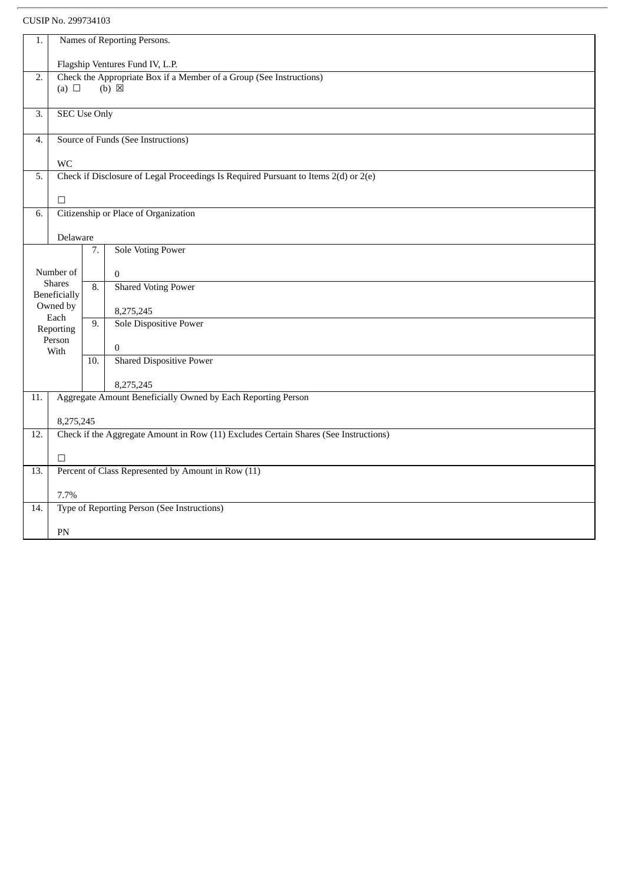CUSIP No. 299734103

| | | | |
|---|---|---|---|
| 1. | Names of Reporting Persons.<br><br>Flagship Ventures Fund IV, L.P. | | |
| 2. | Check the Appropriate Box if a Member of a Group (See Instructions)<br>(a) ☐ (b) ☒ | | |
| 3. | SEC Use Only | | |
| 4. | Source of Funds (See Instructions)<br><br>WC | | |
| 5. | Check if Disclosure of Legal Proceedings Is Required Pursuant to Items 2(d) or 2(e)<br><br>☐ | | |
| 6. | Citizenship or Place of Organization<br><br>Delaware | | |
| Number of Shares Beneficially Owned by Each Reporting Person With | 7. | Sole Voting Power<br><br>0 | |
| | 8. | Shared Voting Power<br><br>8,275,245 | |
| | 9. | Sole Dispositive Power<br><br>0 | |
| | 10. | Shared Dispositive Power<br><br>8,275,245 | |
| 11. | Aggregate Amount Beneficially Owned by Each Reporting Person<br><br>8,275,245 | | |
| 12. | Check if the Aggregate Amount in Row (11) Excludes Certain Shares (See Instructions)<br><br>☐ | | |
| 13. | Percent of Class Represented by Amount in Row (11)<br><br>7.7% | | |
| 14. | Type of Reporting Person (See Instructions)<br><br>PN | | |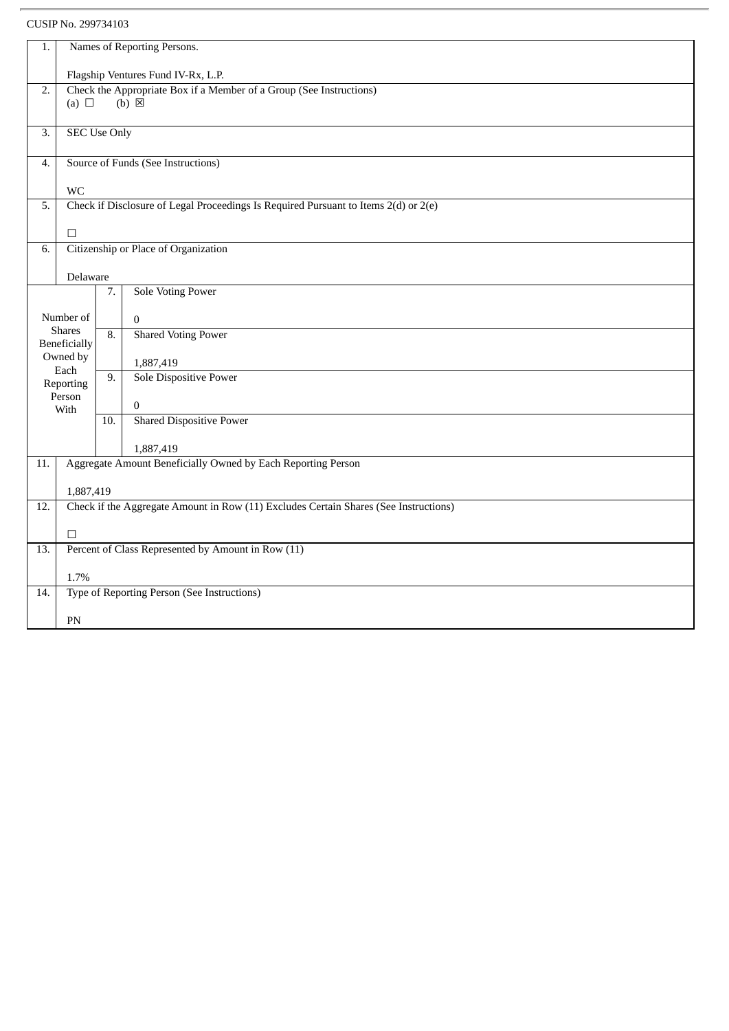CUSIP No. 299734103

| | | | |
|---|---|---|---|
| 1. | Names of Reporting Persons.<br><br>Flagship Ventures Fund IV-Rx, L.P. | | |
| 2. | Check the Appropriate Box if a Member of a Group (See Instructions)<br>(a) ☐ (b) ☒ | | |
| 3. | SEC Use Only | | |
| 4. | Source of Funds (See Instructions)<br><br>WC | | |
| 5. | Check if Disclosure of Legal Proceedings Is Required Pursuant to Items 2(d) or 2(e)<br><br>☐ | | |
| 6. | Citizenship or Place of Organization<br><br>Delaware | | |
| Number of Shares Beneficially Owned by Each Reporting Person With | | 7. | Sole Voting Power<br><br>0 |
| | | 8. | Shared Voting Power<br><br>1,887,419 |
| | | 9. | Sole Dispositive Power<br><br>0 |
| | | 10. | Shared Dispositive Power<br><br>1,887,419 |
| 11. | Aggregate Amount Beneficially Owned by Each Reporting Person<br><br>1,887,419 | | |
| 12. | Check if the Aggregate Amount in Row (11) Excludes Certain Shares (See Instructions)<br><br>☐ | | |
| 13. | Percent of Class Represented by Amount in Row (11)<br><br>1.7% | | |
| 14. | Type of Reporting Person (See Instructions)<br><br>PN | | |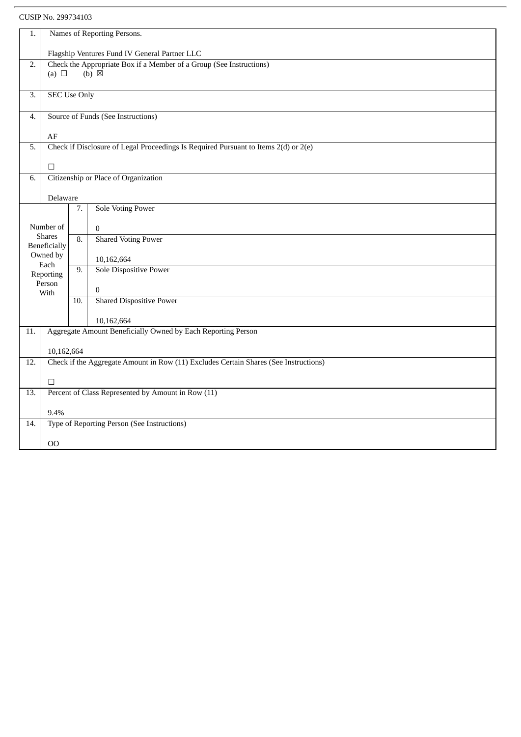CUSIP No. 299734103

| | | | |
|---|---|---|---|
| 1. | Names of Reporting Persons.<br><br>Flagship Ventures Fund IV General Partner LLC | | |
| 2. | Check the Appropriate Box if a Member of a Group (See Instructions)<br>(a) ☐ (b) ☒ | | |
| 3. | SEC Use Only | | |
| 4. | Source of Funds (See Instructions)<br><br>AF | | |
| 5. | Check if Disclosure of Legal Proceedings Is Required Pursuant to Items 2(d) or 2(e)<br><br>☐ | | |
| 6. | Citizenship or Place of Organization<br><br>Delaware | | |
| Number of Shares Beneficially Owned by Each Reporting Person With | | 7. | Sole Voting Power<br><br>0 |
| | | 8. | Shared Voting Power<br><br>10,162,664 |
| | | 9. | Sole Dispositive Power<br><br>0 |
| | | 10. | Shared Dispositive Power<br><br>10,162,664 |
| 11. | Aggregate Amount Beneficially Owned by Each Reporting Person<br><br>10,162,664 | | |
| 12. | Check if the Aggregate Amount in Row (11) Excludes Certain Shares (See Instructions)<br><br>☐ | | |
| 13. | Percent of Class Represented by Amount in Row (11)<br><br>9.4% | | |
| 14. | Type of Reporting Person (See Instructions)<br><br>OO | | |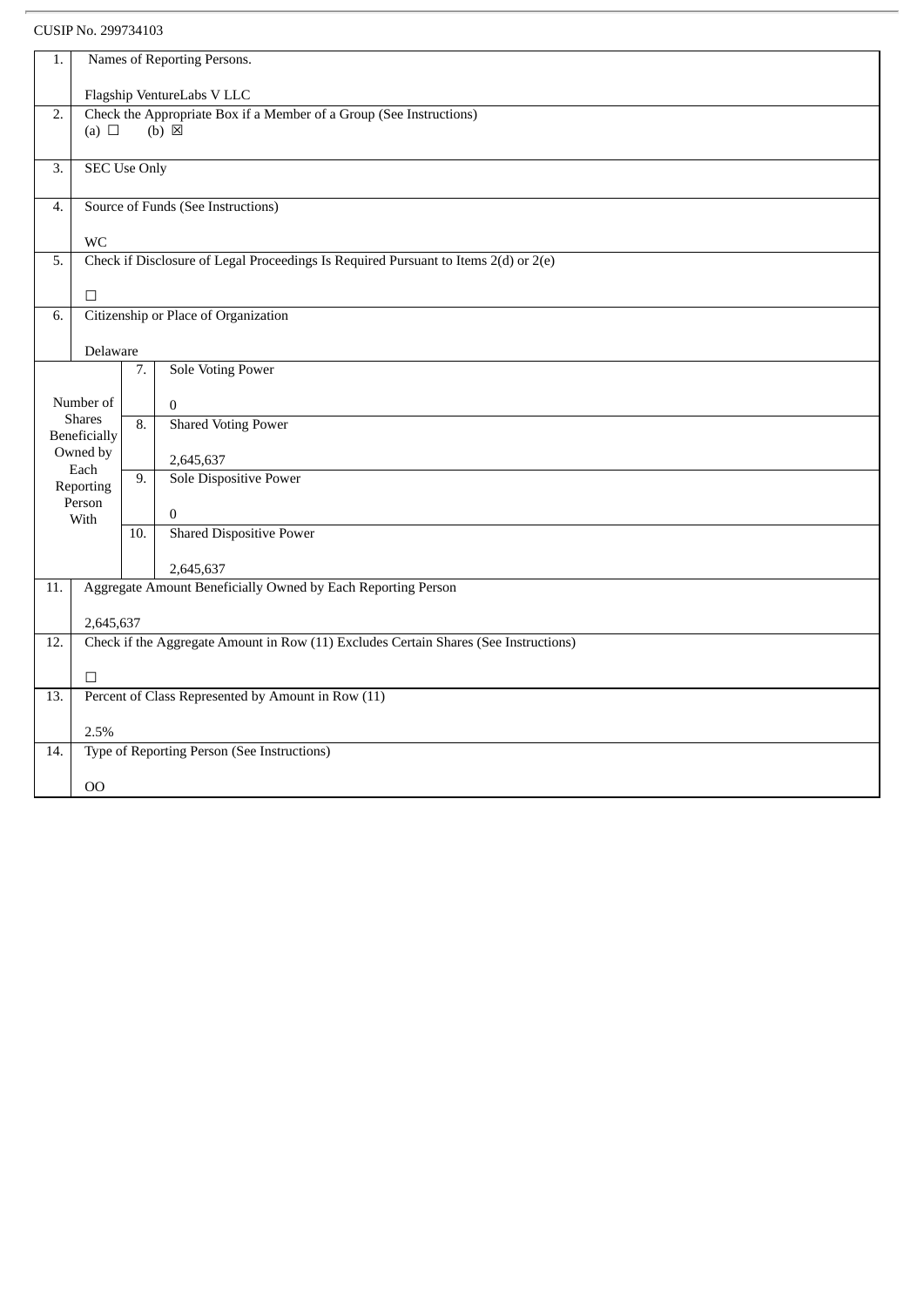CUSIP No. 299734103

| | | | |
|---|---|---|---|
| 1. | Names of Reporting Persons.<br><br>Flagship VentureLabs V LLC | | |
| 2. | Check the Appropriate Box if a Member of a Group (See Instructions)<br>(a) ☐ (b) ☒ | | |
| 3. | SEC Use Only | | |
| 4. | Source of Funds (See Instructions)<br><br>WC | | |
| 5. | Check if Disclosure of Legal Proceedings Is Required Pursuant to Items 2(d) or 2(e)<br><br>☐ | | |
| 6. | Citizenship or Place of Organization<br><br>Delaware | | |
| Number of Shares Beneficially Owned by Each Reporting Person With | | 7. | Sole Voting Power<br><br>0 |
| | | 8. | Shared Voting Power<br><br>2,645,637 |
| | | 9. | Sole Dispositive Power<br><br>0 |
| | | 10. | Shared Dispositive Power<br><br>2,645,637 |
| 11. | Aggregate Amount Beneficially Owned by Each Reporting Person<br><br>2,645,637 | | |
| 12. | Check if the Aggregate Amount in Row (11) Excludes Certain Shares (See Instructions)<br><br>☐ | | |
| 13. | Percent of Class Represented by Amount in Row (11)<br><br>2.5% | | |
| 14. | Type of Reporting Person (See Instructions)<br><br>OO | | |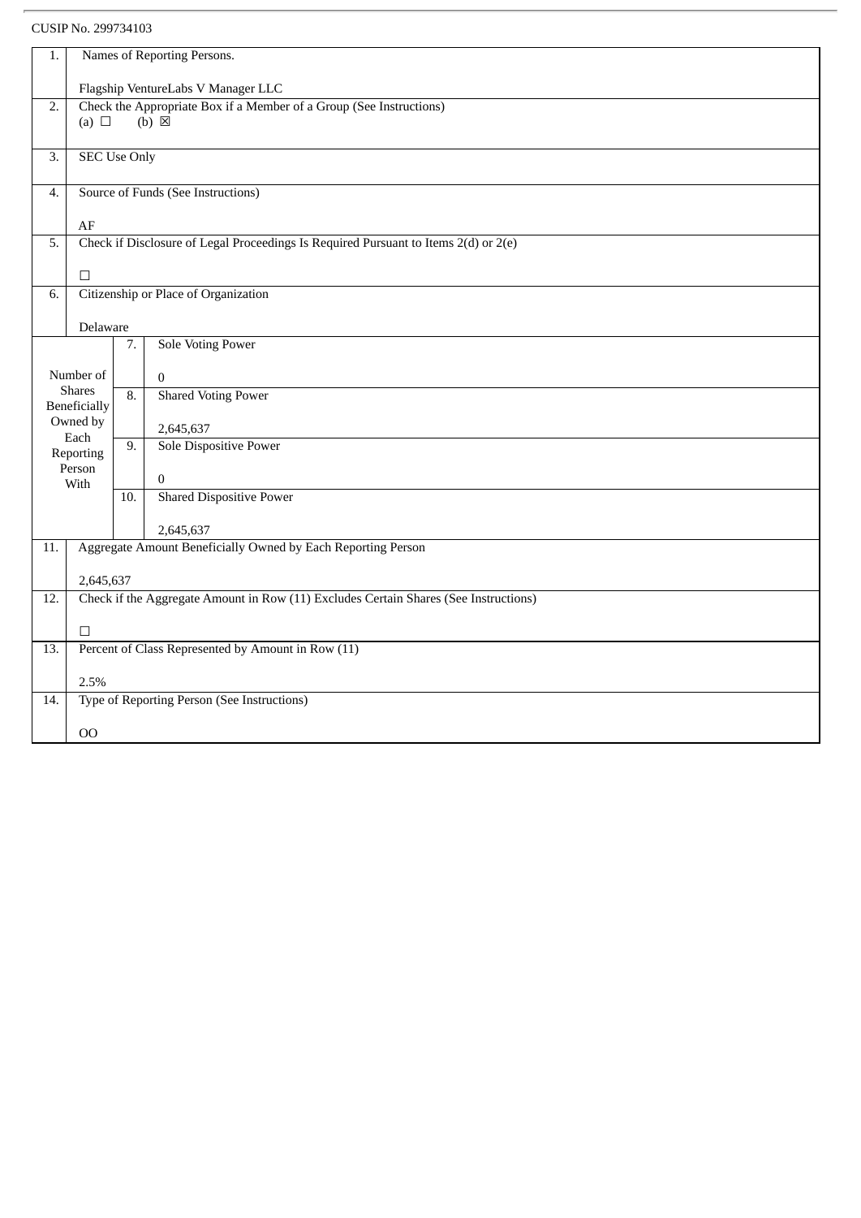CUSIP No. 299734103

| | | | |
|---|---|---|---|
| 1. | Names of Reporting Persons.<br><br>Flagship VentureLabs V Manager LLC | | |
| 2. | Check the Appropriate Box if a Member of a Group (See Instructions)<br>(a) ☐ (b) ☒ | | |
| 3. | SEC Use Only | | |
| 4. | Source of Funds (See Instructions)<br><br>AF | | |
| 5. | Check if Disclosure of Legal Proceedings Is Required Pursuant to Items 2(d) or 2(e)<br><br>☐ | | |
| 6. | Citizenship or Place of Organization<br><br>Delaware | | |
| Number of Shares Beneficially Owned by Each Reporting Person With | | 7. | Sole Voting Power<br><br>0 |
| | | 8. | Shared Voting Power<br><br>2,645,637 |
| | | 9. | Sole Dispositive Power<br><br>0 |
| | | 10. | Shared Dispositive Power<br><br>2,645,637 |
| 11. | Aggregate Amount Beneficially Owned by Each Reporting Person<br><br>2,645,637 | | |
| 12. | Check if the Aggregate Amount in Row (11) Excludes Certain Shares (See Instructions)<br><br>☐ | | |
| 13. | Percent of Class Represented by Amount in Row (11)<br><br>2.5% | | |
| 14. | Type of Reporting Person (See Instructions)<br><br>OO | | |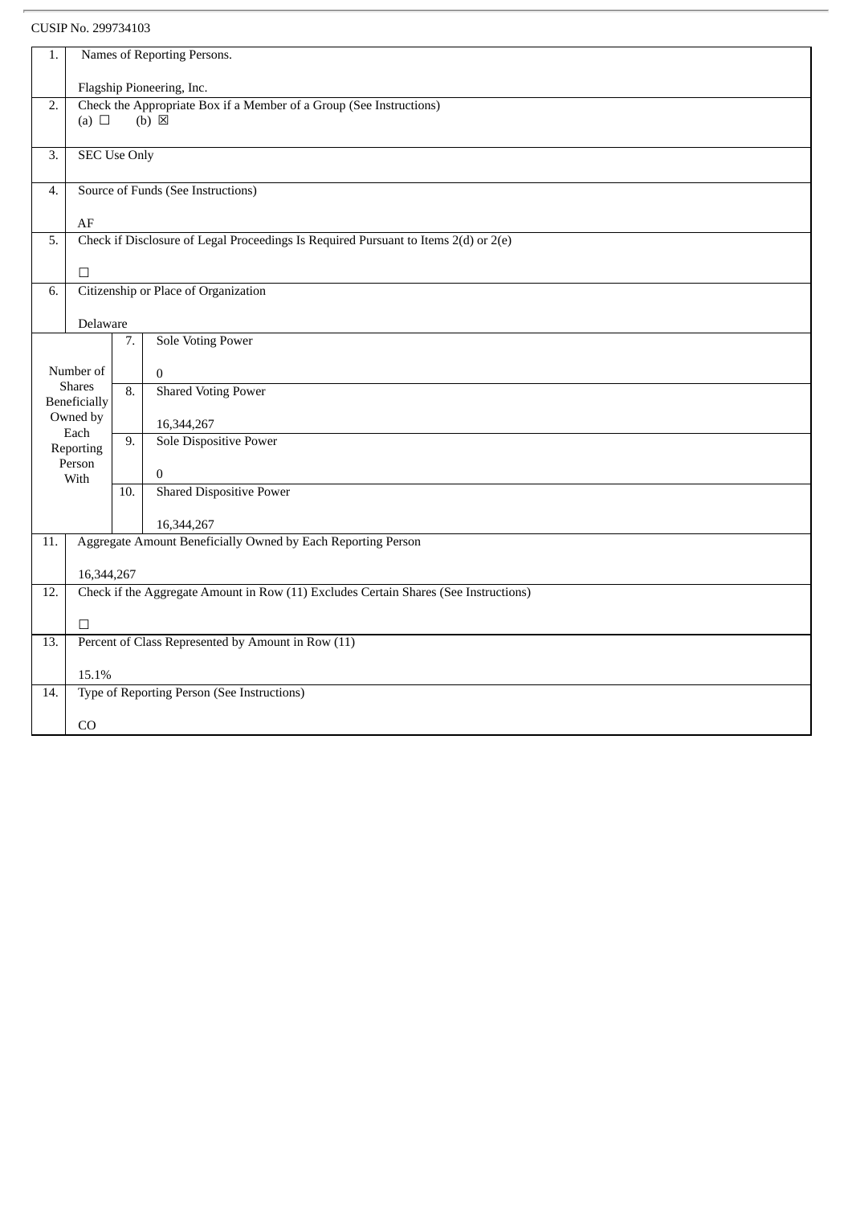CUSIP No. 299734103

| | | | |
|---|---|---|---|
| 1. | Names of Reporting Persons.<br><br>Flagship Pioneering, Inc. | | |
| 2. | Check the Appropriate Box if a Member of a Group (See Instructions)<br>(a) ☐ (b) ☒ | | |
| 3. | SEC Use Only | | |
| 4. | Source of Funds (See Instructions)<br><br>AF | | |
| 5. | Check if Disclosure of Legal Proceedings Is Required Pursuant to Items 2(d) or 2(e)<br><br>☐ | | |
| 6. | Citizenship or Place of Organization<br><br>Delaware | | |
| Number of Shares Beneficially Owned by Each Reporting Person With | | 7. | Sole Voting Power<br><br>0 |
| | | 8. | Shared Voting Power<br><br>16,344,267 |
| | | 9. | Sole Dispositive Power<br><br>0 |
| | | 10. | Shared Dispositive Power<br><br>16,344,267 |
| 11. | Aggregate Amount Beneficially Owned by Each Reporting Person<br><br>16,344,267 | | |
| 12. | Check if the Aggregate Amount in Row (11) Excludes Certain Shares (See Instructions)<br><br>☐ | | |
| 13. | Percent of Class Represented by Amount in Row (11)<br><br>15.1% | | |
| 14. | Type of Reporting Person (See Instructions)<br><br>CO | | |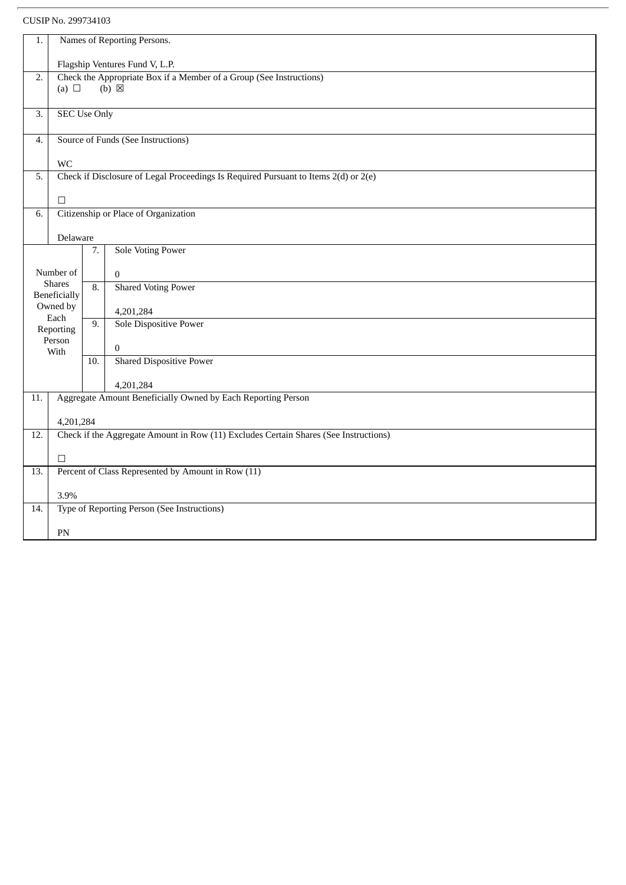CUSIP No. 299734103

| 1. | Names of Reporting Persons.<br><br>Flagship Ventures Fund V, L.P. | | |
|---|---|---|---|
| 2. | Check the Appropriate Box if a Member of a Group (See Instructions)<br>(a) ☐ (b) ☒ | | |
| 3. | SEC Use Only | | |
| 4. | Source of Funds (See Instructions)<br><br>WC | | |
| 5. | Check if Disclosure of Legal Proceedings Is Required Pursuant to Items 2(d) or 2(e)<br><br>☐ | | |
| 6. | Citizenship or Place of Organization<br><br>Delaware | | |
| Number of Shares Beneficially Owned by Each Reporting Person With | | 7. | Sole Voting Power<br><br>0 |
| | | 8. | Shared Voting Power<br><br>4,201,284 |
| | | 9. | Sole Dispositive Power<br><br>0 |
| | | 10. | Shared Dispositive Power<br><br>4,201,284 |
| 11. | Aggregate Amount Beneficially Owned by Each Reporting Person<br><br>4,201,284 | | |
| 12. | Check if the Aggregate Amount in Row (11) Excludes Certain Shares (See Instructions)<br><br>☐ | | |
| 13. | Percent of Class Represented by Amount in Row (11)<br><br>3.9% | | |
| 14. | Type of Reporting Person (See Instructions)<br><br>PN | | |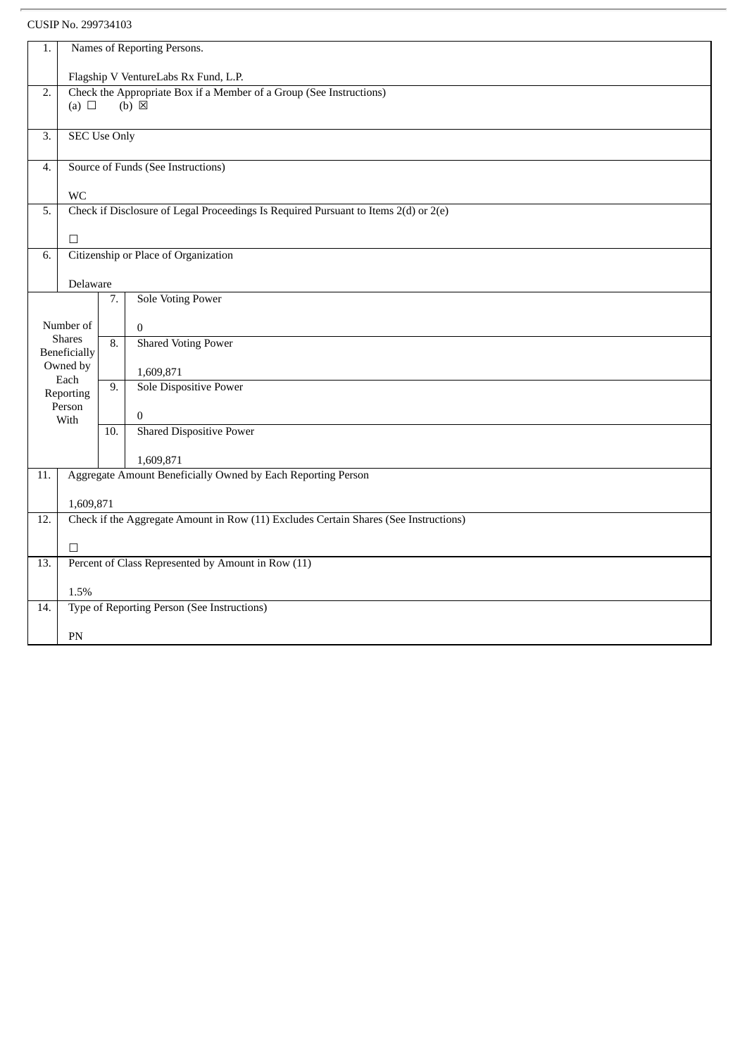CUSIP No. 299734103

| | | | |
|---|---|---|---|
| 1. | Names of Reporting Persons.<br><br>Flagship V VentureLabs Rx Fund, L.P. | | |
| 2. | Check the Appropriate Box if a Member of a Group (See Instructions)<br>(a) ☐ (b) ☒ | | |
| 3. | SEC Use Only | | |
| 4. | Source of Funds (See Instructions)<br><br>WC | | |
| 5. | Check if Disclosure of Legal Proceedings Is Required Pursuant to Items 2(d) or 2(e)<br><br>☐ | | |
| 6. | Citizenship or Place of Organization<br><br>Delaware | | |
| Number of Shares Beneficially Owned by Each Reporting Person With | | 7. | Sole Voting Power<br><br>0 |
| | | 8. | Shared Voting Power<br><br>1,609,871 |
| | | 9. | Sole Dispositive Power<br><br>0 |
| | | 10. | Shared Dispositive Power<br><br>1,609,871 |
| 11. | Aggregate Amount Beneficially Owned by Each Reporting Person<br><br>1,609,871 | | |
| 12. | Check if the Aggregate Amount in Row (11) Excludes Certain Shares (See Instructions)<br><br>☐ | | |
| 13. | Percent of Class Represented by Amount in Row (11)<br><br>1.5% | | |
| 14. | Type of Reporting Person (See Instructions)<br><br>PN | | |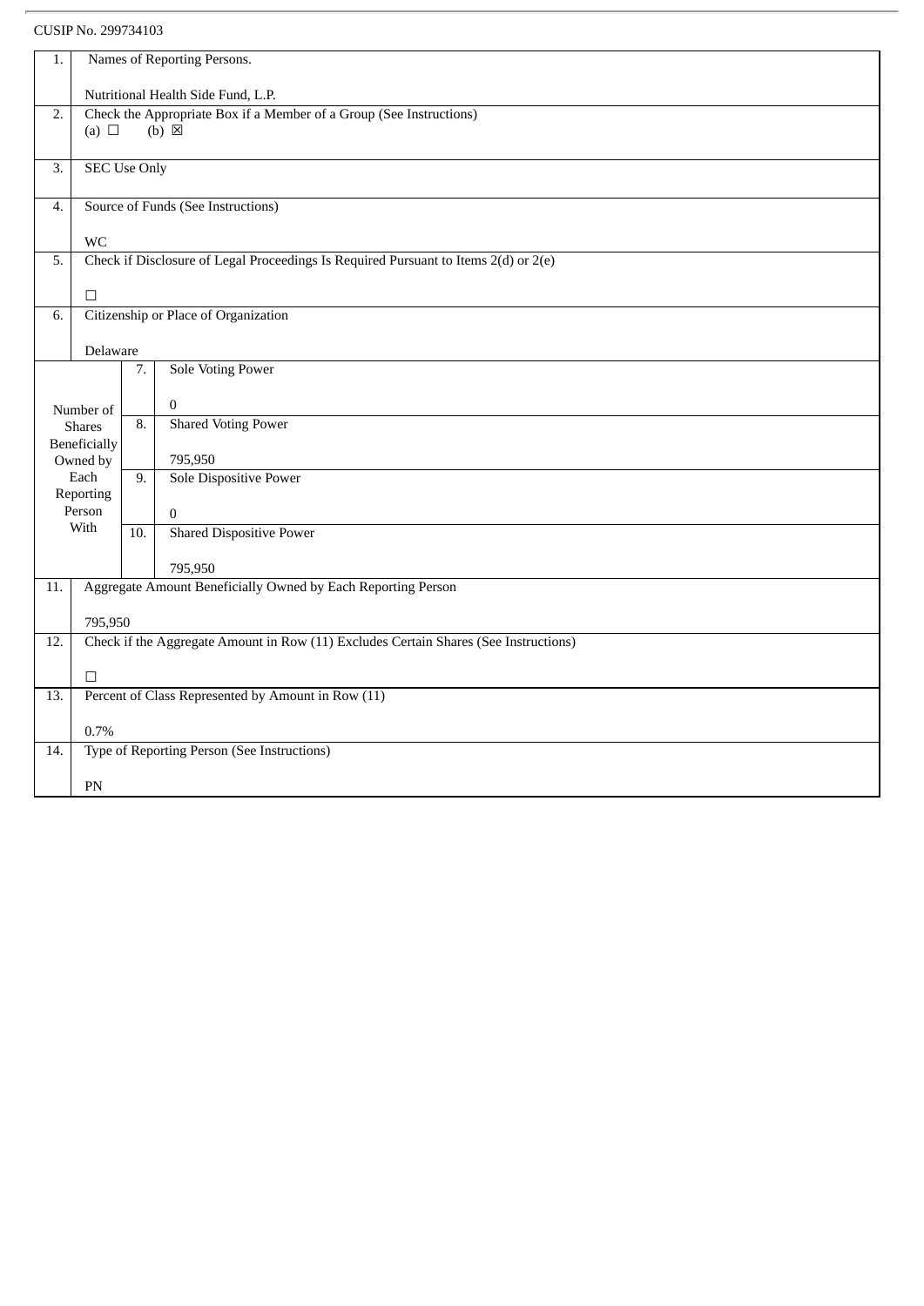CUSIP No. 299734103

| | | | |
|---|---|---|---|
| 1. | Names of Reporting Persons.<br><br>Nutritional Health Side Fund, L.P. | | |
| 2. | Check the Appropriate Box if a Member of a Group (See Instructions)<br>(a) ☐ (b) ☒ | | |
| 3. | SEC Use Only | | |
| 4. | Source of Funds (See Instructions)<br><br>WC | | |
| 5. | Check if Disclosure of Legal Proceedings Is Required Pursuant to Items 2(d) or 2(e)<br><br>☐ | | |
| 6. | Citizenship or Place of Organization<br><br>Delaware | | |
| Number of Shares Beneficially Owned by Each Reporting Person With | | 7. | Sole Voting Power<br><br>0 |
| | | 8. | Shared Voting Power<br><br>795,950 |
| | | 9. | Sole Dispositive Power<br><br>0 |
| | | 10. | Shared Dispositive Power<br><br>795,950 |
| 11. | Aggregate Amount Beneficially Owned by Each Reporting Person<br><br>795,950 | | |
| 12. | Check if the Aggregate Amount in Row (11) Excludes Certain Shares (See Instructions)<br><br>☐ | | |
| 13. | Percent of Class Represented by Amount in Row (11)<br><br>0.7% | | |
| 14. | Type of Reporting Person (See Instructions)<br><br>PN | | |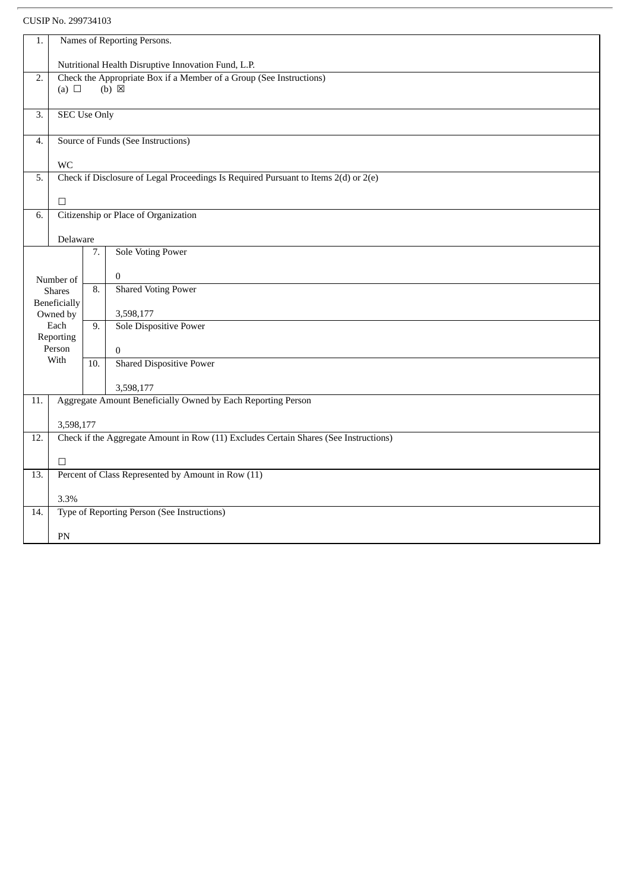CUSIP No. 299734103

| | | | |
|---|---|---|---|
| 1. | Names of Reporting Persons.<br><br>Nutritional Health Disruptive Innovation Fund, L.P. | | |
| 2. | Check the Appropriate Box if a Member of a Group (See Instructions)<br>(a) ☐ (b) ☒ | | |
| 3. | SEC Use Only | | |
| 4. | Source of Funds (See Instructions)<br><br>WC | | |
| 5. | Check if Disclosure of Legal Proceedings Is Required Pursuant to Items 2(d) or 2(e)<br><br>☐ | | |
| 6. | Citizenship or Place of Organization<br><br>Delaware | | |
| Number of Shares Beneficially Owned by Each Reporting Person With | | 7. | Sole Voting Power<br><br>0 |
| | | 8. | Shared Voting Power<br><br>3,598,177 |
| | | 9. | Sole Dispositive Power<br><br>0 |
| | | 10. | Shared Dispositive Power<br><br>3,598,177 |
| 11. | Aggregate Amount Beneficially Owned by Each Reporting Person<br><br>3,598,177 | | |
| 12. | Check if the Aggregate Amount in Row (11) Excludes Certain Shares (See Instructions)<br><br>☐ | | |
| 13. | Percent of Class Represented by Amount in Row (11)<br><br>3.3% | | |
| 14. | Type of Reporting Person (See Instructions)<br><br>PN | | |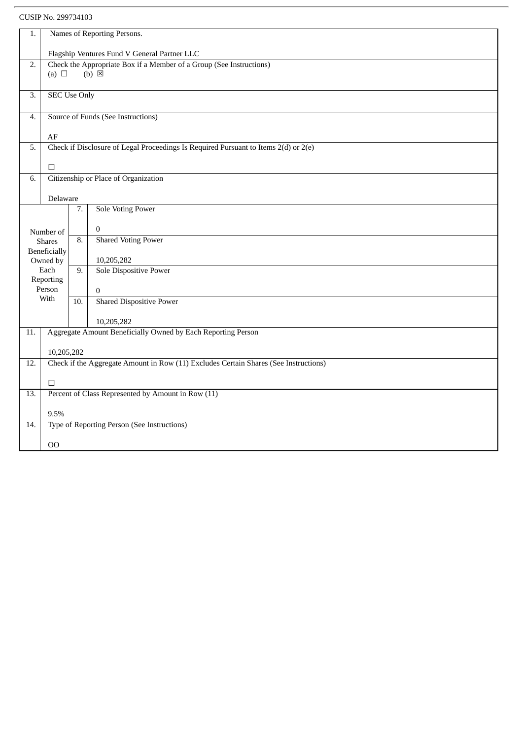CUSIP No. 299734103

| 1. | Names of Reporting Persons.<br><br>Flagship Ventures Fund V General Partner LLC | | |
|---|---|---|---|
| 2. | Check the Appropriate Box if a Member of a Group (See Instructions)<br>(a) ☐ (b) ☒ | | |
| 3. | SEC Use Only | | |
| 4. | Source of Funds (See Instructions)<br><br>AF | | |
| 5. | Check if Disclosure of Legal Proceedings Is Required Pursuant to Items 2(d) or 2(e)<br><br>☐ | | |
| 6. | Citizenship or Place of Organization<br><br>Delaware | | |
| Number of Shares Beneficially Owned by Each Reporting Person With | | 7. | Sole Voting Power<br><br>0 |
| | | 8. | Shared Voting Power<br><br>10,205,282 |
| | | 9. | Sole Dispositive Power<br><br>0 |
| | | 10. | Shared Dispositive Power<br><br>10,205,282 |
| 11. | Aggregate Amount Beneficially Owned by Each Reporting Person<br><br>10,205,282 | | |
| 12. | Check if the Aggregate Amount in Row (11) Excludes Certain Shares (See Instructions)<br><br>☐ | | |
| 13. | Percent of Class Represented by Amount in Row (11)<br><br>9.5% | | |
| 14. | Type of Reporting Person (See Instructions)<br><br>OO | | |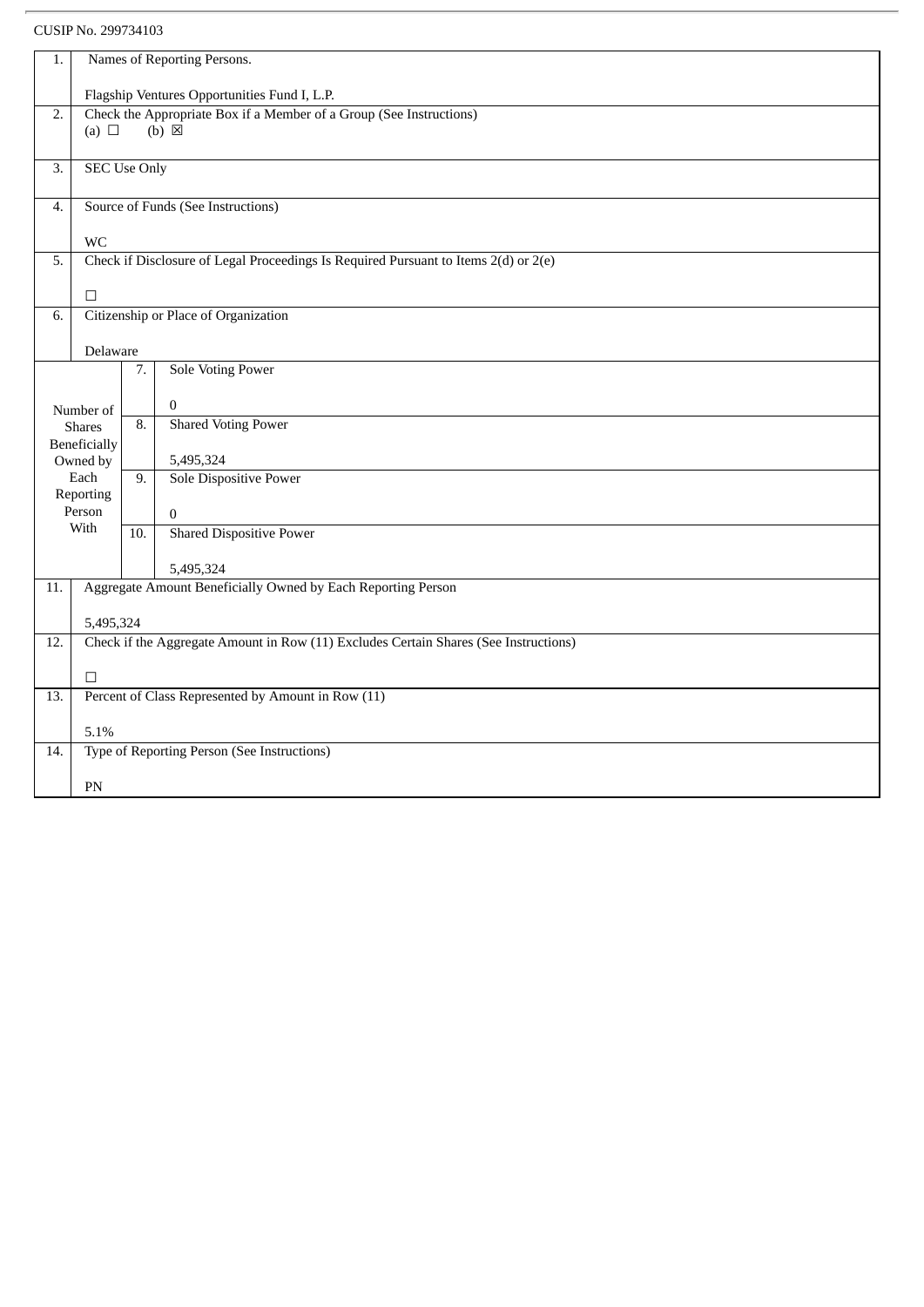CUSIP No. 299734103

| 1. | Names of Reporting Persons.<br><br>Flagship Ventures Opportunities Fund I, L.P. | |
|---|---|---|
| 2. | Check the Appropriate Box if a Member of a Group (See Instructions)<br>(a) ☐ (b) ☒ | |
| 3. | SEC Use Only | |
| 4. | Source of Funds (See Instructions)<br><br>WC | |
| 5. | Check if Disclosure of Legal Proceedings Is Required Pursuant to Items 2(d) or 2(e)<br><br>☐ | |
| 6. | Citizenship or Place of Organization<br><br>Delaware | |
| Number of Shares Beneficially Owned by Each Reporting Person With | 7. | Sole Voting Power<br><br>0 |
| | 8. | Shared Voting Power<br><br>5,495,324 |
| | 9. | Sole Dispositive Power<br><br>0 |
| | 10. | Shared Dispositive Power<br><br>5,495,324 |
| 11. | Aggregate Amount Beneficially Owned by Each Reporting Person<br><br>5,495,324 | |
| 12. | Check if the Aggregate Amount in Row (11) Excludes Certain Shares (See Instructions)<br><br>☐ | |
| 13. | Percent of Class Represented by Amount in Row (11)<br><br>5.1% | |
| 14. | Type of Reporting Person (See Instructions)<br><br>PN | |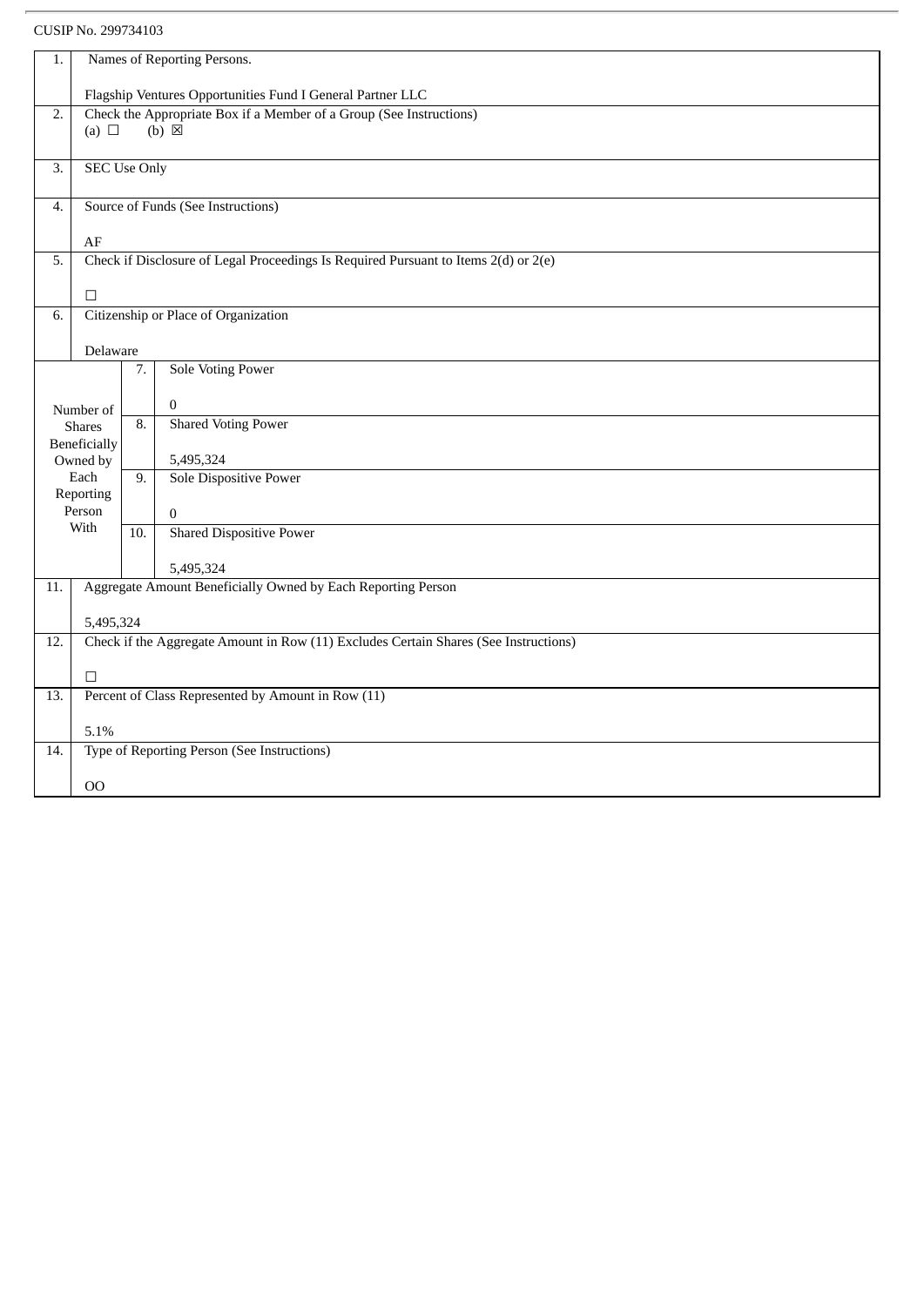CUSIP No. 299734103

| 1. | Names of Reporting Persons.<br><br>Flagship Ventures Opportunities Fund I General Partner LLC | | |
|---|---|---|---|
| 2. | Check the Appropriate Box if a Member of a Group (See Instructions)<br>(a) ☐ (b) ☒ | | |
| 3. | SEC Use Only | | |
| 4. | Source of Funds (See Instructions)<br><br>AF | | |
| 5. | Check if Disclosure of Legal Proceedings Is Required Pursuant to Items 2(d) or 2(e)<br><br>☐ | | |
| 6. | Citizenship or Place of Organization<br><br>Delaware | | |
| Number of Shares Beneficially Owned by Each Reporting Person With | | 7. | Sole Voting Power<br><br>0 |
| | | 8. | Shared Voting Power<br><br>5,495,324 |
| | | 9. | Sole Dispositive Power<br><br>0 |
| | | 10. | Shared Dispositive Power<br><br>5,495,324 |
| 11. | Aggregate Amount Beneficially Owned by Each Reporting Person<br><br>5,495,324 | | |
| 12. | Check if the Aggregate Amount in Row (11) Excludes Certain Shares (See Instructions)<br><br>☐ | | |
| 13. | Percent of Class Represented by Amount in Row (11)<br><br>5.1% | | |
| 14. | Type of Reporting Person (See Instructions)<br><br>OO | | |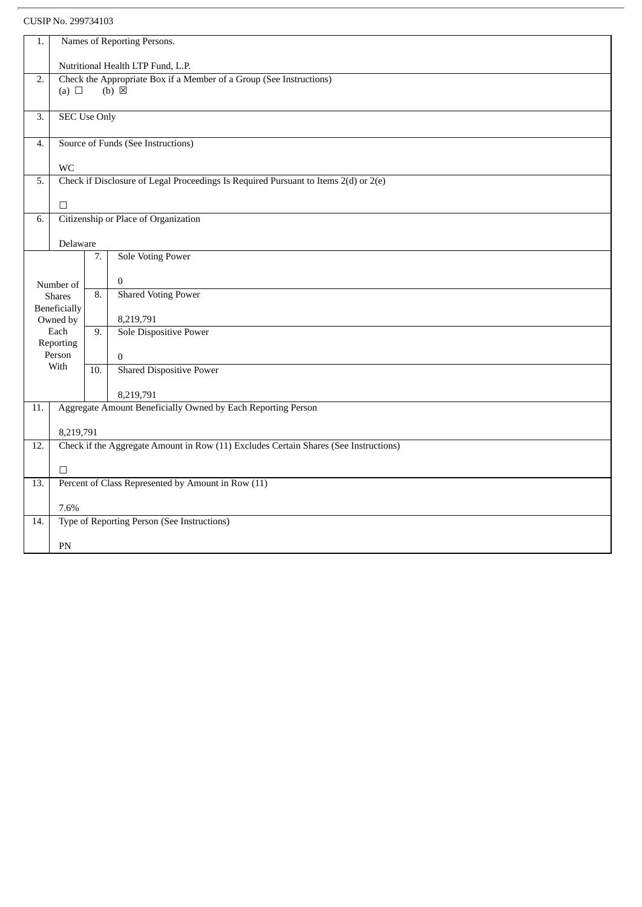CUSIP No. 299734103

| | | | |
|---|---|---|---|
| 1. | Names of Reporting Persons.<br><br>Nutritional Health LTP Fund, L.P. | | |
| 2. | Check the Appropriate Box if a Member of a Group (See Instructions)<br>(a) ☐ (b) ☒ | | |
| 3. | SEC Use Only | | |
| 4. | Source of Funds (See Instructions)<br><br>WC | | |
| 5. | Check if Disclosure of Legal Proceedings Is Required Pursuant to Items 2(d) or 2(e)<br><br>☐ | | |
| 6. | Citizenship or Place of Organization<br><br>Delaware | | |
| Number of Shares Beneficially Owned by Each Reporting Person With | | 7. | Sole Voting Power<br><br>0 |
| | | 8. | Shared Voting Power<br><br>8,219,791 |
| | | 9. | Sole Dispositive Power<br><br>0 |
| | | 10. | Shared Dispositive Power<br><br>8,219,791 |
| 11. | Aggregate Amount Beneficially Owned by Each Reporting Person<br><br>8,219,791 | | |
| 12. | Check if the Aggregate Amount in Row (11) Excludes Certain Shares (See Instructions)<br><br>☐ | | |
| 13. | Percent of Class Represented by Amount in Row (11)<br><br>7.6% | | |
| 14. | Type of Reporting Person (See Instructions)<br><br>PN | | |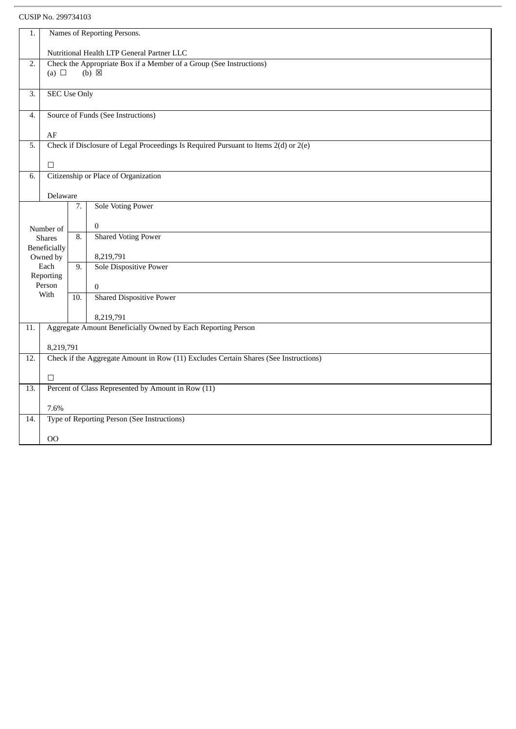CUSIP No. 299734103

| | | | |
|---|---|---|---|
| 1. | Names of Reporting Persons.<br><br>Nutritional Health LTP General Partner LLC | | |
| 2. | Check the Appropriate Box if a Member of a Group (See Instructions)<br>(a) ☐ (b) ☒ | | |
| 3. | SEC Use Only | | |
| 4. | Source of Funds (See Instructions)<br><br>AF | | |
| 5. | Check if Disclosure of Legal Proceedings Is Required Pursuant to Items 2(d) or 2(e)<br><br>☐ | | |
| 6. | Citizenship or Place of Organization<br><br>Delaware | | |
| Number of Shares Beneficially Owned by Each Reporting Person With | 7. | Sole Voting Power<br><br>0 | |
| | 8. | Shared Voting Power<br><br>8,219,791 | |
| | 9. | Sole Dispositive Power<br><br>0 | |
| | 10. | Shared Dispositive Power<br><br>8,219,791 | |
| 11. | Aggregate Amount Beneficially Owned by Each Reporting Person<br><br>8,219,791 | | |
| 12. | Check if the Aggregate Amount in Row (11) Excludes Certain Shares (See Instructions)<br><br>☐ | | |
| 13. | Percent of Class Represented by Amount in Row (11)<br><br>7.6% | | |
| 14. | Type of Reporting Person (See Instructions)<br><br>OO | | |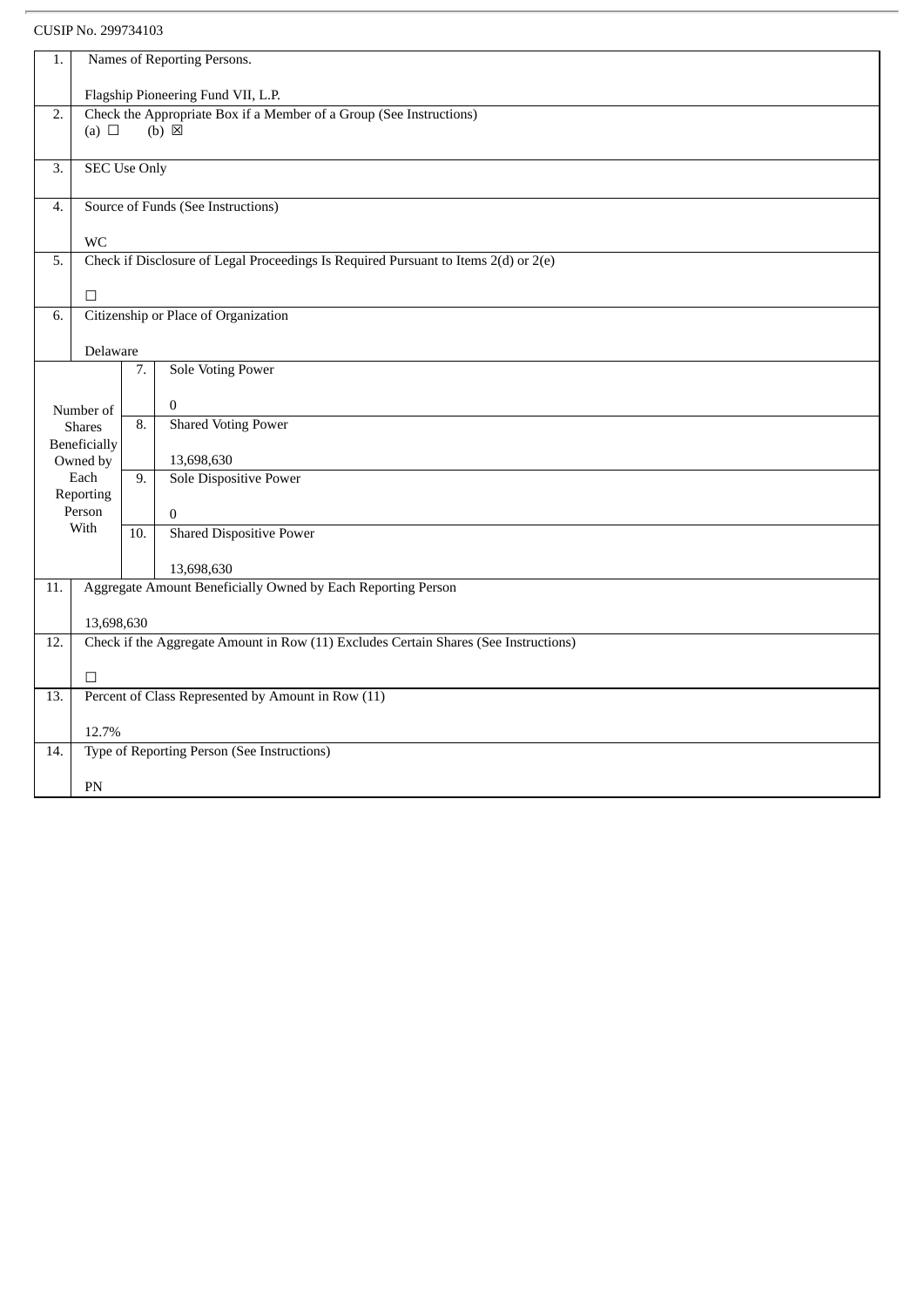CUSIP No. 299734103

| 1. | Names of Reporting Persons.<br><br>Flagship Pioneering Fund VII, L.P. | | |
|---|---|---|---|
| 2. | Check the Appropriate Box if a Member of a Group (See Instructions)<br>(a) ☐ (b) ☒ | | |
| 3. | SEC Use Only | | |
| 4. | Source of Funds (See Instructions)<br><br>WC | | |
| 5. | Check if Disclosure of Legal Proceedings Is Required Pursuant to Items 2(d) or 2(e)<br><br>☐ | | |
| 6. | Citizenship or Place of Organization<br><br>Delaware | | |
| Number of Shares Beneficially Owned by Each Reporting Person With | | 7. | Sole Voting Power<br><br>0 |
| | | 8. | Shared Voting Power<br><br>13,698,630 |
| | | 9. | Sole Dispositive Power<br><br>0 |
| | | 10. | Shared Dispositive Power<br><br>13,698,630 |
| 11. | Aggregate Amount Beneficially Owned by Each Reporting Person<br><br>13,698,630 | | |
| 12. | Check if the Aggregate Amount in Row (11) Excludes Certain Shares (See Instructions)<br><br>☐ | | |
| 13. | Percent of Class Represented by Amount in Row (11)<br><br>12.7% | | |
| 14. | Type of Reporting Person (See Instructions)<br><br>PN | | |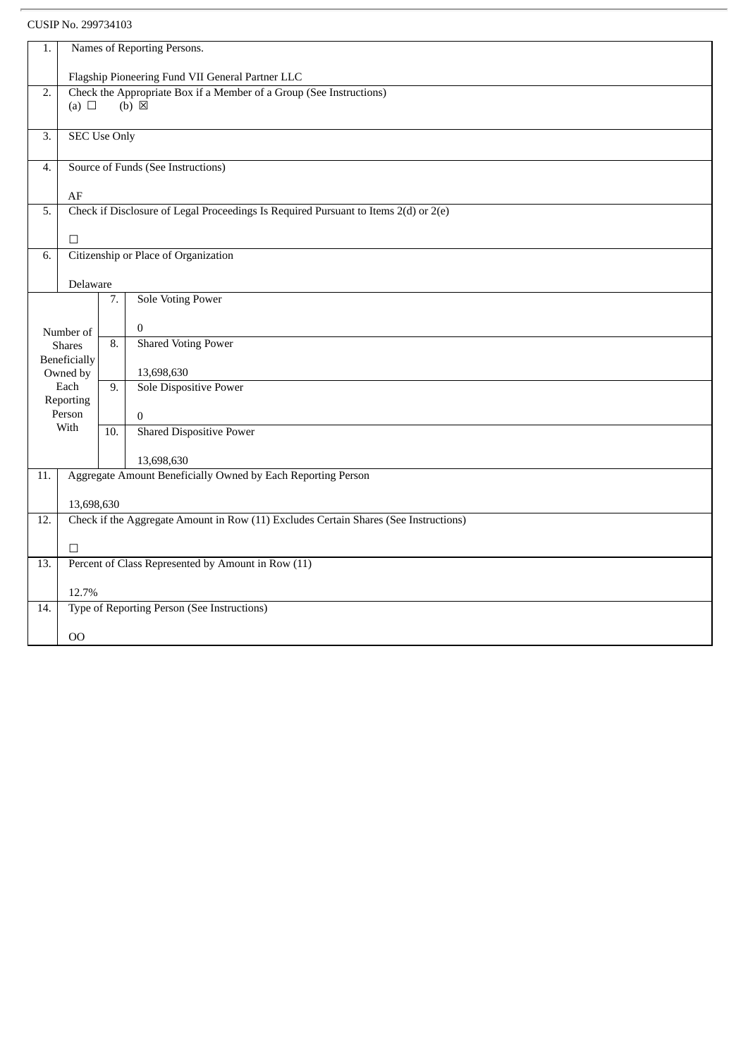CUSIP No. 299734103

| 1. | Names of Reporting Persons.<br><br>Flagship Pioneering Fund VII General Partner LLC | | |
|---|---|---|---|
| 2. | Check the Appropriate Box if a Member of a Group (See Instructions)<br>(a) ☐ (b) ☒ | | |
| 3. | SEC Use Only | | |
| 4. | Source of Funds (See Instructions)<br><br>AF | | |
| 5. | Check if Disclosure of Legal Proceedings Is Required Pursuant to Items 2(d) or 2(e)<br><br>☐ | | |
| 6. | Citizenship or Place of Organization<br><br>Delaware | | |
| Number of Shares Beneficially Owned by Each Reporting Person With | | 7. | Sole Voting Power<br><br>0 |
| | | 8. | Shared Voting Power<br><br>13,698,630 |
| | | 9. | Sole Dispositive Power<br><br>0 |
| | | 10. | Shared Dispositive Power<br><br>13,698,630 |
| 11. | Aggregate Amount Beneficially Owned by Each Reporting Person<br><br>13,698,630 | | |
| 12. | Check if the Aggregate Amount in Row (11) Excludes Certain Shares (See Instructions)<br><br>☐ | | |
| 13. | Percent of Class Represented by Amount in Row (11)<br><br>12.7% | | |
| 14. | Type of Reporting Person (See Instructions)<br><br>OO | | |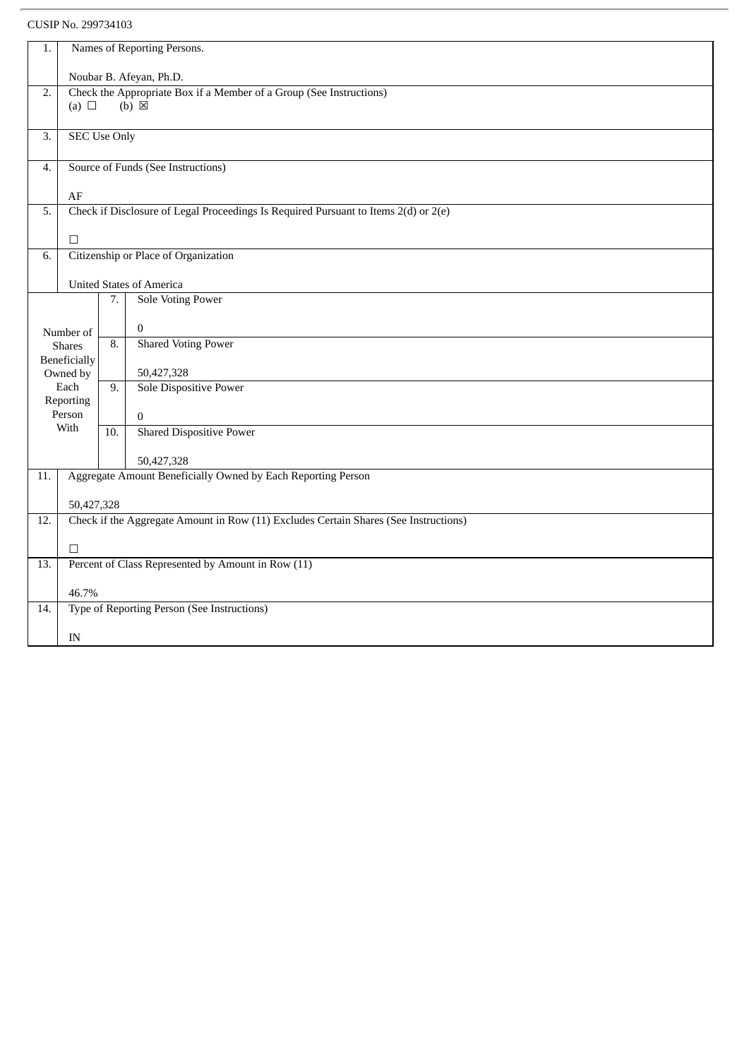CUSIP No. 299734103

| 1. | Names of Reporting Persons.<br><br>Noubar B. Afeyan, Ph.D. | | |
|---|---|---|---|
| 2. | Check the Appropriate Box if a Member of a Group (See Instructions)<br>(a) ☐ (b) ☒ | | |
| 3. | SEC Use Only | | |
| 4. | Source of Funds (See Instructions)<br><br>AF | | |
| 5. | Check if Disclosure of Legal Proceedings Is Required Pursuant to Items 2(d) or 2(e)<br><br>☐ | | |
| 6. | Citizenship or Place of Organization<br><br>United States of America | | |
| Number of Shares Beneficially Owned by Each Reporting Person With | | 7. | Sole Voting Power<br><br>0 |
| | | 8. | Shared Voting Power<br><br>50,427,328 |
| | | 9. | Sole Dispositive Power<br><br>0 |
| | | 10. | Shared Dispositive Power<br><br>50,427,328 |
| 11. | Aggregate Amount Beneficially Owned by Each Reporting Person<br><br>50,427,328 | | |
| 12. | Check if the Aggregate Amount in Row (11) Excludes Certain Shares (See Instructions)<br><br>☐ | | |
| 13. | Percent of Class Represented by Amount in Row (11)<br><br>46.7% | | |
| 14. | Type of Reporting Person (See Instructions)<br><br>IN | | |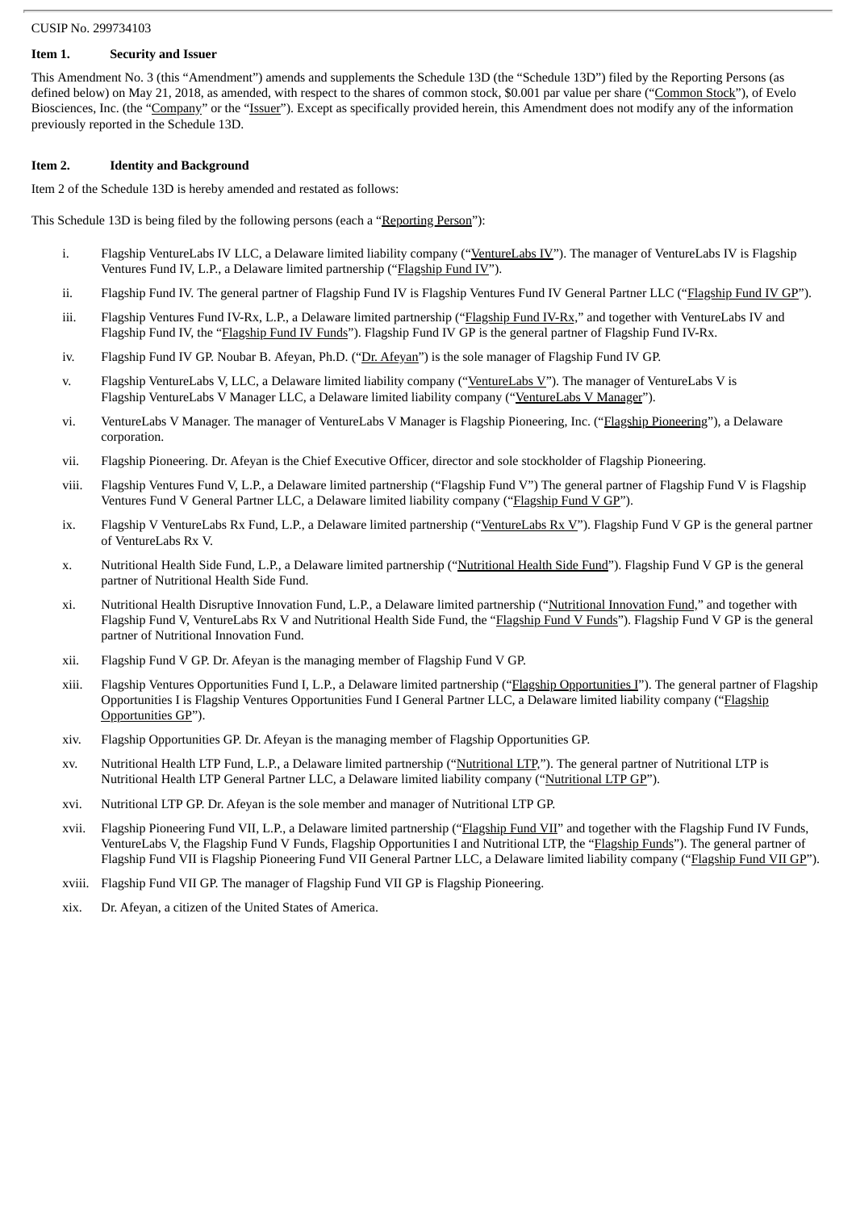CUSIP No. 299734103

**Item 1. Security and Issuer**

This Amendment No. 3 (this "Amendment") amends and supplements the Schedule 13D (the "Schedule 13D") filed by the Reporting Persons (as defined below) on May 21, 2018, as amended, with respect to the shares of common stock, $0.001 par value per share ("Common Stock"), of Evelo Biosciences, Inc. (the "Company" or the "Issuer"). Except as specifically provided herein, this Amendment does not modify any of the information previously reported in the Schedule 13D.

**Item 2. Identity and Background**

Item 2 of the Schedule 13D is hereby amended and restated as follows:

This Schedule 13D is being filed by the following persons (each a "Reporting Person"):

i. Flagship VentureLabs IV LLC, a Delaware limited liability company ("VentureLabs IV"). The manager of VentureLabs IV is Flagship Ventures Fund IV, L.P., a Delaware limited partnership ("Flagship Fund IV").

ii. Flagship Fund IV. The general partner of Flagship Fund IV is Flagship Ventures Fund IV General Partner LLC ("Flagship Fund IV GP").

iii. Flagship Ventures Fund IV-Rx, L.P., a Delaware limited partnership ("Flagship Fund IV-Rx," and together with VentureLabs IV and Flagship Fund IV, the "Flagship Fund IV Funds"). Flagship Fund IV GP is the general partner of Flagship Fund IV-Rx.

iv. Flagship Fund IV GP. Noubar B. Afeyan, Ph.D. ("Dr. Afeyan") is the sole manager of Flagship Fund IV GP.

v. Flagship VentureLabs V, LLC, a Delaware limited liability company ("VentureLabs V"). The manager of VentureLabs V is Flagship VentureLabs V Manager LLC, a Delaware limited liability company ("VentureLabs V Manager").

vi. VentureLabs V Manager. The manager of VentureLabs V Manager is Flagship Pioneering, Inc. ("Flagship Pioneering"), a Delaware corporation.

vii. Flagship Pioneering. Dr. Afeyan is the Chief Executive Officer, director and sole stockholder of Flagship Pioneering.

viii. Flagship Ventures Fund V, L.P., a Delaware limited partnership ("Flagship Fund V") The general partner of Flagship Fund V is Flagship Ventures Fund V General Partner LLC, a Delaware limited liability company ("Flagship Fund V GP").

ix. Flagship V VentureLabs Rx Fund, L.P., a Delaware limited partnership ("VentureLabs Rx V"). Flagship Fund V GP is the general partner of VentureLabs Rx V.

x. Nutritional Health Side Fund, L.P., a Delaware limited partnership ("Nutritional Health Side Fund"). Flagship Fund V GP is the general partner of Nutritional Health Side Fund.

xi. Nutritional Health Disruptive Innovation Fund, L.P., a Delaware limited partnership ("Nutritional Innovation Fund," and together with Flagship Fund V, VentureLabs Rx V and Nutritional Health Side Fund, the "Flagship Fund V Funds"). Flagship Fund V GP is the general partner of Nutritional Innovation Fund.

xii. Flagship Fund V GP. Dr. Afeyan is the managing member of Flagship Fund V GP.

xiii. Flagship Ventures Opportunities Fund I, L.P., a Delaware limited partnership ("Flagship Opportunities I"). The general partner of Flagship Opportunities I is Flagship Ventures Opportunities Fund I General Partner LLC, a Delaware limited liability company ("Flagship Opportunities GP").

xiv. Flagship Opportunities GP. Dr. Afeyan is the managing member of Flagship Opportunities GP.

xv. Nutritional Health LTP Fund, L.P., a Delaware limited partnership ("Nutritional LTP,"). The general partner of Nutritional LTP is Nutritional Health LTP General Partner LLC, a Delaware limited liability company ("Nutritional LTP GP").

xvi. Nutritional LTP GP. Dr. Afeyan is the sole member and manager of Nutritional LTP GP.

xvii. Flagship Pioneering Fund VII, L.P., a Delaware limited partnership ("Flagship Fund VII" and together with the Flagship Fund IV Funds, VentureLabs V, the Flagship Fund V Funds, Flagship Opportunities I and Nutritional LTP, the "Flagship Funds"). The general partner of Flagship Fund VII is Flagship Pioneering Fund VII General Partner LLC, a Delaware limited liability company ("Flagship Fund VII GP").

xviii. Flagship Fund VII GP. The manager of Flagship Fund VII GP is Flagship Pioneering.

xix. Dr. Afeyan, a citizen of the United States of America.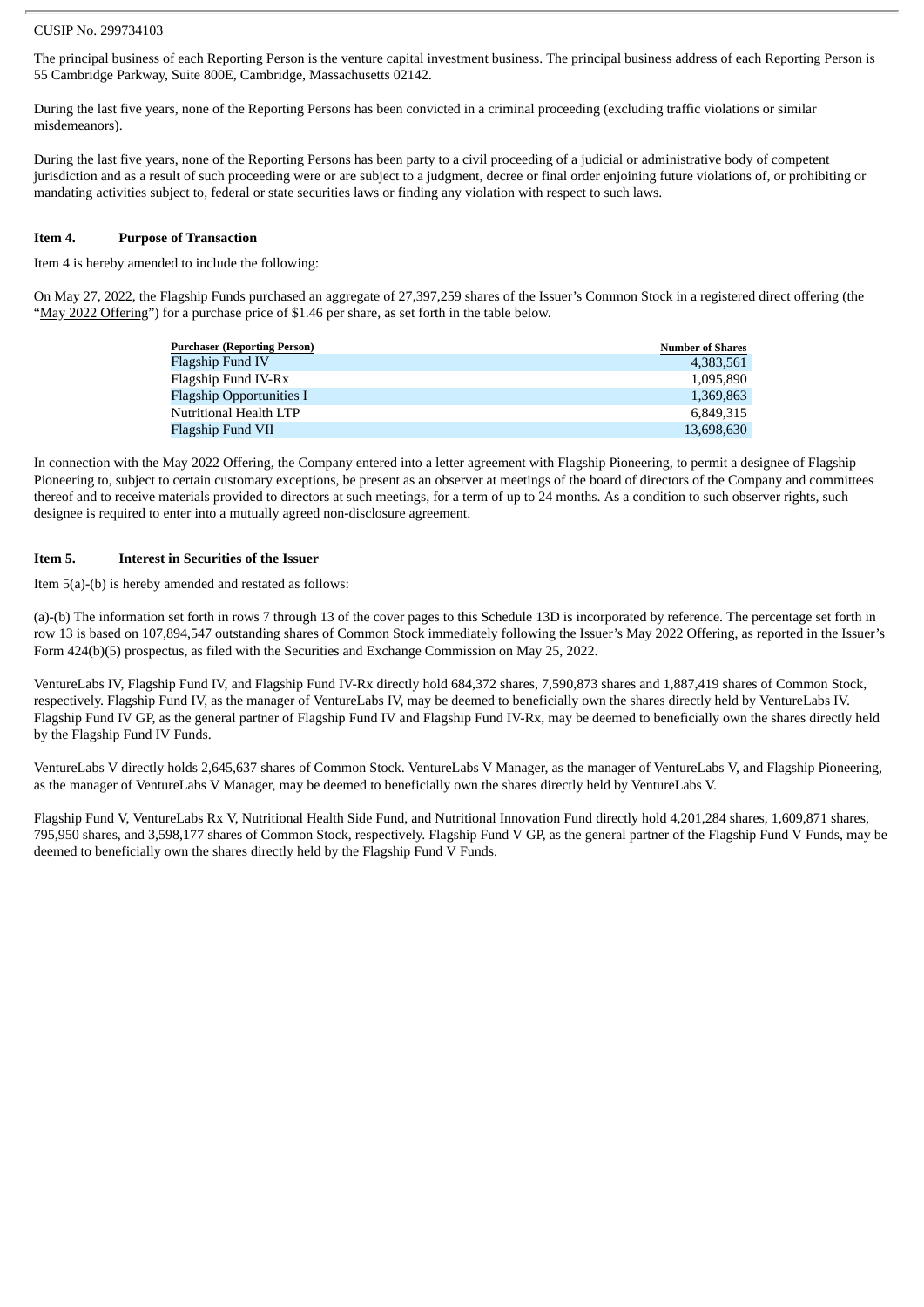CUSIP No. 299734103

The principal business of each Reporting Person is the venture capital investment business. The principal business address of each Reporting Person is 55 Cambridge Parkway, Suite 800E, Cambridge, Massachusetts 02142.

During the last five years, none of the Reporting Persons has been convicted in a criminal proceeding (excluding traffic violations or similar misdemeanors).

During the last five years, none of the Reporting Persons has been party to a civil proceeding of a judicial or administrative body of competent jurisdiction and as a result of such proceeding were or are subject to a judgment, decree or final order enjoining future violations of, or prohibiting or mandating activities subject to, federal or state securities laws or finding any violation with respect to such laws.

**Item 4. Purpose of Transaction**

Item 4 is hereby amended to include the following:

On May 27, 2022, the Flagship Funds purchased an aggregate of 27,397,259 shares of the Issuer's Common Stock in a registered direct offering (the "May 2022 Offering") for a purchase price of $1.46 per share, as set forth in the table below.

| Purchaser (Reporting Person) | Number of Shares |
|---|---|
| Flagship Fund IV | 4,383,561 |
| Flagship Fund IV-Rx | 1,095,890 |
| Flagship Opportunities I | 1,369,863 |
| Nutritional Health LTP | 6,849,315 |
| Flagship Fund VII | 13,698,630 |

In connection with the May 2022 Offering, the Company entered into a letter agreement with Flagship Pioneering, to permit a designee of Flagship Pioneering to, subject to certain customary exceptions, be present as an observer at meetings of the board of directors of the Company and committees thereof and to receive materials provided to directors at such meetings, for a term of up to 24 months. As a condition to such observer rights, such designee is required to enter into a mutually agreed non-disclosure agreement.

**Item 5. Interest in Securities of the Issuer**

Item 5(a)-(b) is hereby amended and restated as follows:

(a)-(b) The information set forth in rows 7 through 13 of the cover pages to this Schedule 13D is incorporated by reference. The percentage set forth in row 13 is based on 107,894,547 outstanding shares of Common Stock immediately following the Issuer's May 2022 Offering, as reported in the Issuer's Form 424(b)(5) prospectus, as filed with the Securities and Exchange Commission on May 25, 2022.

VentureLabs IV, Flagship Fund IV, and Flagship Fund IV-Rx directly hold 684,372 shares, 7,590,873 shares and 1,887,419 shares of Common Stock, respectively. Flagship Fund IV, as the manager of VentureLabs IV, may be deemed to beneficially own the shares directly held by VentureLabs IV. Flagship Fund IV GP, as the general partner of Flagship Fund IV and Flagship Fund IV-Rx, may be deemed to beneficially own the shares directly held by the Flagship Fund IV Funds.

VentureLabs V directly holds 2,645,637 shares of Common Stock. VentureLabs V Manager, as the manager of VentureLabs V, and Flagship Pioneering, as the manager of VentureLabs V Manager, may be deemed to beneficially own the shares directly held by VentureLabs V.

Flagship Fund V, VentureLabs Rx V, Nutritional Health Side Fund, and Nutritional Innovation Fund directly hold 4,201,284 shares, 1,609,871 shares, 795,950 shares, and 3,598,177 shares of Common Stock, respectively. Flagship Fund V GP, as the general partner of the Flagship Fund V Funds, may be deemed to beneficially own the shares directly held by the Flagship Fund V Funds.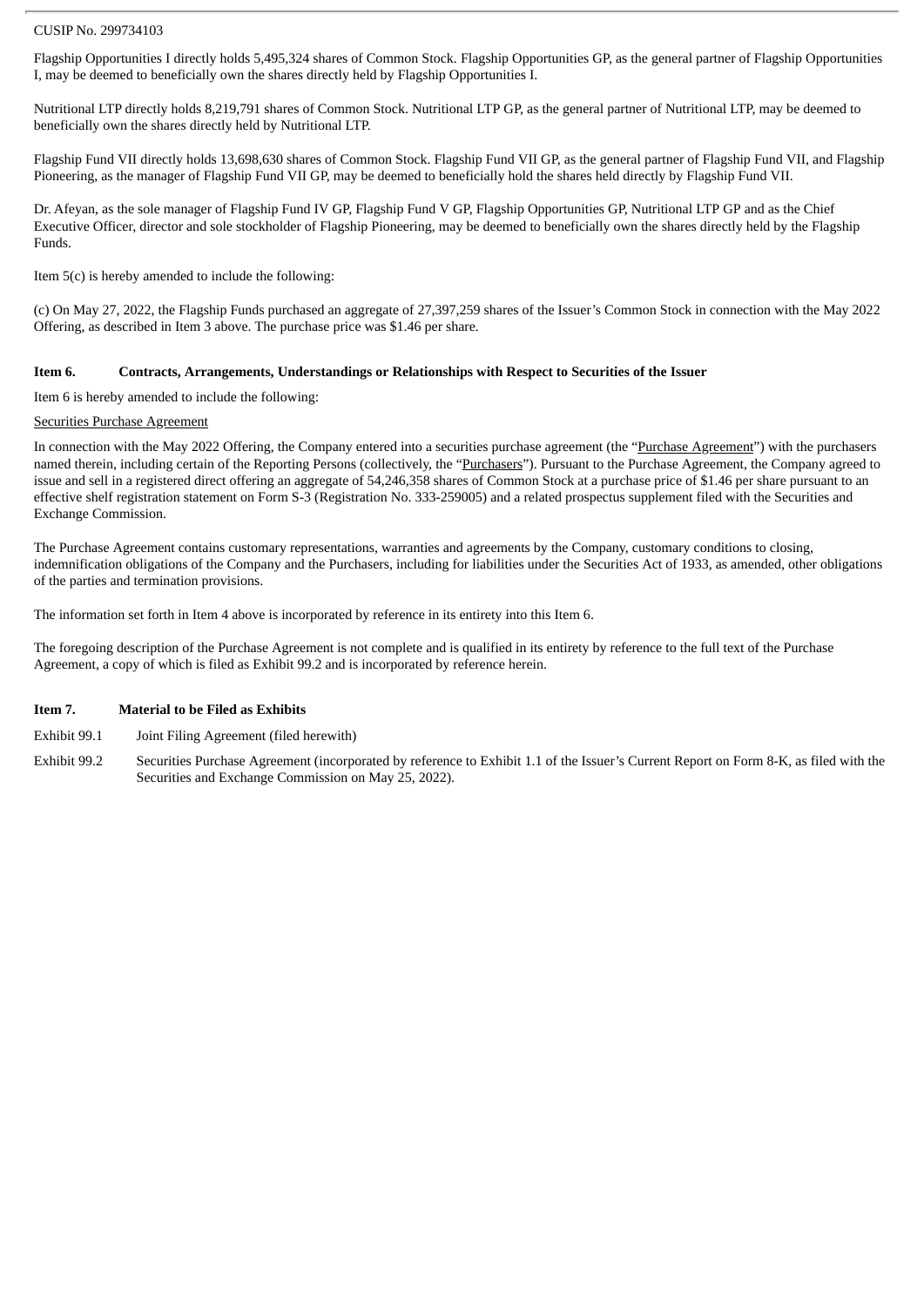CUSIP No. 299734103

Flagship Opportunities I directly holds 5,495,324 shares of Common Stock. Flagship Opportunities GP, as the general partner of Flagship Opportunities I, may be deemed to beneficially own the shares directly held by Flagship Opportunities I.

Nutritional LTP directly holds 8,219,791 shares of Common Stock. Nutritional LTP GP, as the general partner of Nutritional LTP, may be deemed to beneficially own the shares directly held by Nutritional LTP.

Flagship Fund VII directly holds 13,698,630 shares of Common Stock. Flagship Fund VII GP, as the general partner of Flagship Fund VII, and Flagship Pioneering, as the manager of Flagship Fund VII GP, may be deemed to beneficially hold the shares held directly by Flagship Fund VII.

Dr. Afeyan, as the sole manager of Flagship Fund IV GP, Flagship Fund V GP, Flagship Opportunities GP, Nutritional LTP GP and as the Chief Executive Officer, director and sole stockholder of Flagship Pioneering, may be deemed to beneficially own the shares directly held by the Flagship Funds.

Item 5(c) is hereby amended to include the following:

(c) On May 27, 2022, the Flagship Funds purchased an aggregate of 27,397,259 shares of the Issuer's Common Stock in connection with the May 2022 Offering, as described in Item 3 above. The purchase price was $1.46 per share.

**Item 6. Contracts, Arrangements, Understandings or Relationships with Respect to Securities of the Issuer**

Item 6 is hereby amended to include the following:

Securities Purchase Agreement

In connection with the May 2022 Offering, the Company entered into a securities purchase agreement (the "Purchase Agreement") with the purchasers named therein, including certain of the Reporting Persons (collectively, the "Purchasers"). Pursuant to the Purchase Agreement, the Company agreed to issue and sell in a registered direct offering an aggregate of 54,246,358 shares of Common Stock at a purchase price of $1.46 per share pursuant to an effective shelf registration statement on Form S-3 (Registration No. 333-259005) and a related prospectus supplement filed with the Securities and Exchange Commission.

The Purchase Agreement contains customary representations, warranties and agreements by the Company, customary conditions to closing, indemnification obligations of the Company and the Purchasers, including for liabilities under the Securities Act of 1933, as amended, other obligations of the parties and termination provisions.

The information set forth in Item 4 above is incorporated by reference in its entirety into this Item 6.

The foregoing description of the Purchase Agreement is not complete and is qualified in its entirety by reference to the full text of the Purchase Agreement, a copy of which is filed as Exhibit 99.2 and is incorporated by reference herein.

**Item 7. Material to be Filed as Exhibits**

Exhibit 99.1 Joint Filing Agreement (filed herewith)

Exhibit 99.2 Securities Purchase Agreement (incorporated by reference to Exhibit 1.1 of the Issuer's Current Report on Form 8-K, as filed with the Securities and Exchange Commission on May 25, 2022).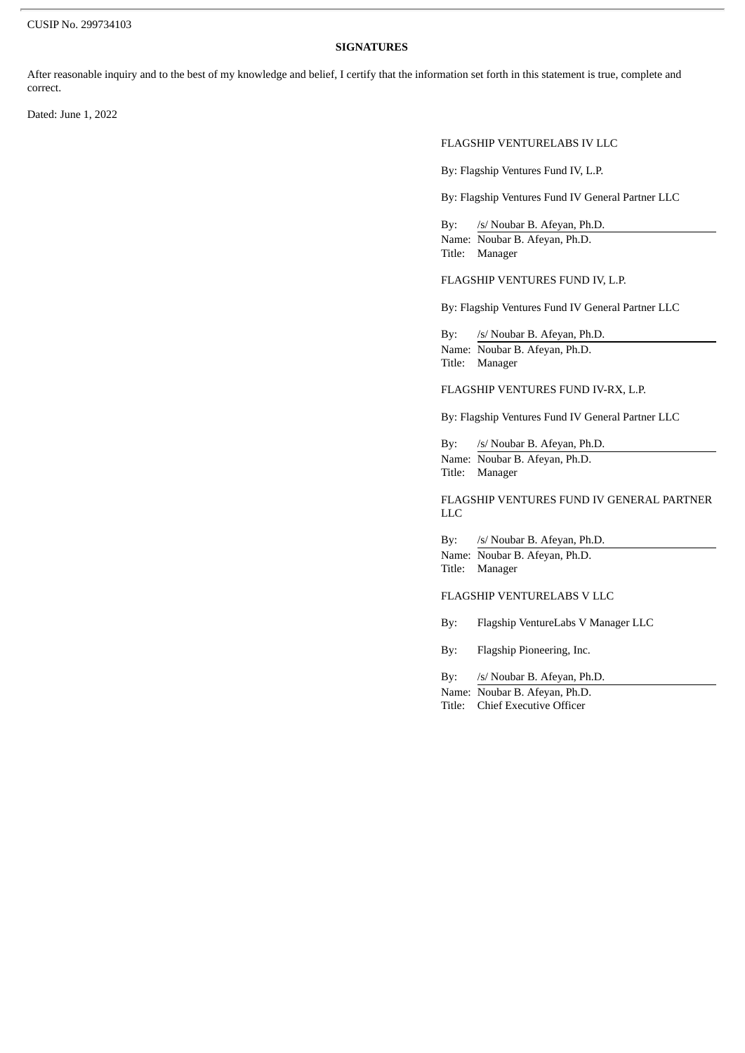CUSIP No. 299734103

**SIGNATURES**

After reasonable inquiry and to the best of my knowledge and belief, I certify that the information set forth in this statement is true, complete and correct.

Dated: June 1, 2022

FLAGSHIP VENTURELABS IV LLC

By: Flagship Ventures Fund IV, L.P.

By: Flagship Ventures Fund IV General Partner LLC

By: /s/ Noubar B. Afeyan, Ph.D.
Name: Noubar B. Afeyan, Ph.D.
Title: Manager

FLAGSHIP VENTURES FUND IV, L.P.

By: Flagship Ventures Fund IV General Partner LLC

By: /s/ Noubar B. Afeyan, Ph.D.
Name: Noubar B. Afeyan, Ph.D.
Title: Manager

FLAGSHIP VENTURES FUND IV-RX, L.P.

By: Flagship Ventures Fund IV General Partner LLC

By: /s/ Noubar B. Afeyan, Ph.D.
Name: Noubar B. Afeyan, Ph.D.
Title: Manager

FLAGSHIP VENTURES FUND IV GENERAL PARTNER LLC

By: /s/ Noubar B. Afeyan, Ph.D.
Name: Noubar B. Afeyan, Ph.D.
Title: Manager

FLAGSHIP VENTURELABS V LLC

By: Flagship VentureLabs V Manager LLC

By: Flagship Pioneering, Inc.

By: /s/ Noubar B. Afeyan, Ph.D.
Name: Noubar B. Afeyan, Ph.D.
Title: Chief Executive Officer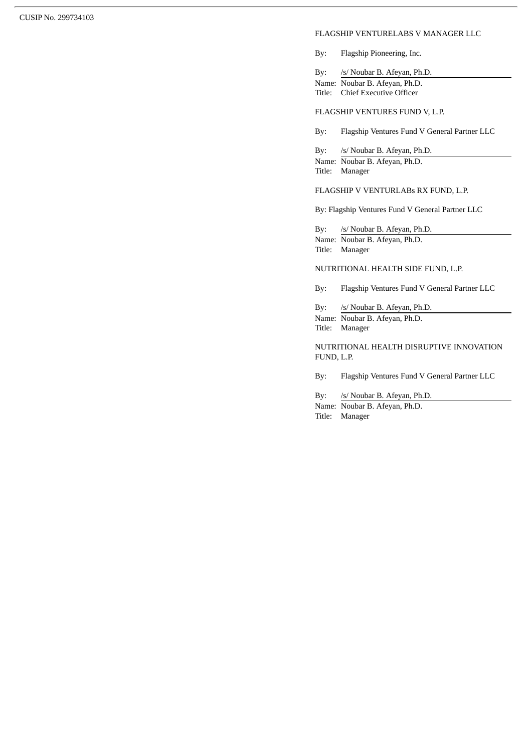CUSIP No. 299734103

FLAGSHIP VENTURELABS V MANAGER LLC

By: Flagship Pioneering, Inc.

By: /s/ Noubar B. Afeyan, Ph.D.
Name: Noubar B. Afeyan, Ph.D.
Title: Chief Executive Officer

FLAGSHIP VENTURES FUND V, L.P.

By: Flagship Ventures Fund V General Partner LLC

By: /s/ Noubar B. Afeyan, Ph.D.
Name: Noubar B. Afeyan, Ph.D.
Title: Manager

FLAGSHIP V VENTURLABs RX FUND, L.P.

By: Flagship Ventures Fund V General Partner LLC

By: /s/ Noubar B. Afeyan, Ph.D.
Name: Noubar B. Afeyan, Ph.D.
Title: Manager

NUTRITIONAL HEALTH SIDE FUND, L.P.

By: Flagship Ventures Fund V General Partner LLC

By: /s/ Noubar B. Afeyan, Ph.D.
Name: Noubar B. Afeyan, Ph.D.
Title: Manager

NUTRITIONAL HEALTH DISRUPTIVE INNOVATION FUND, L.P.

By: Flagship Ventures Fund V General Partner LLC

By: /s/ Noubar B. Afeyan, Ph.D.
Name: Noubar B. Afeyan, Ph.D.
Title: Manager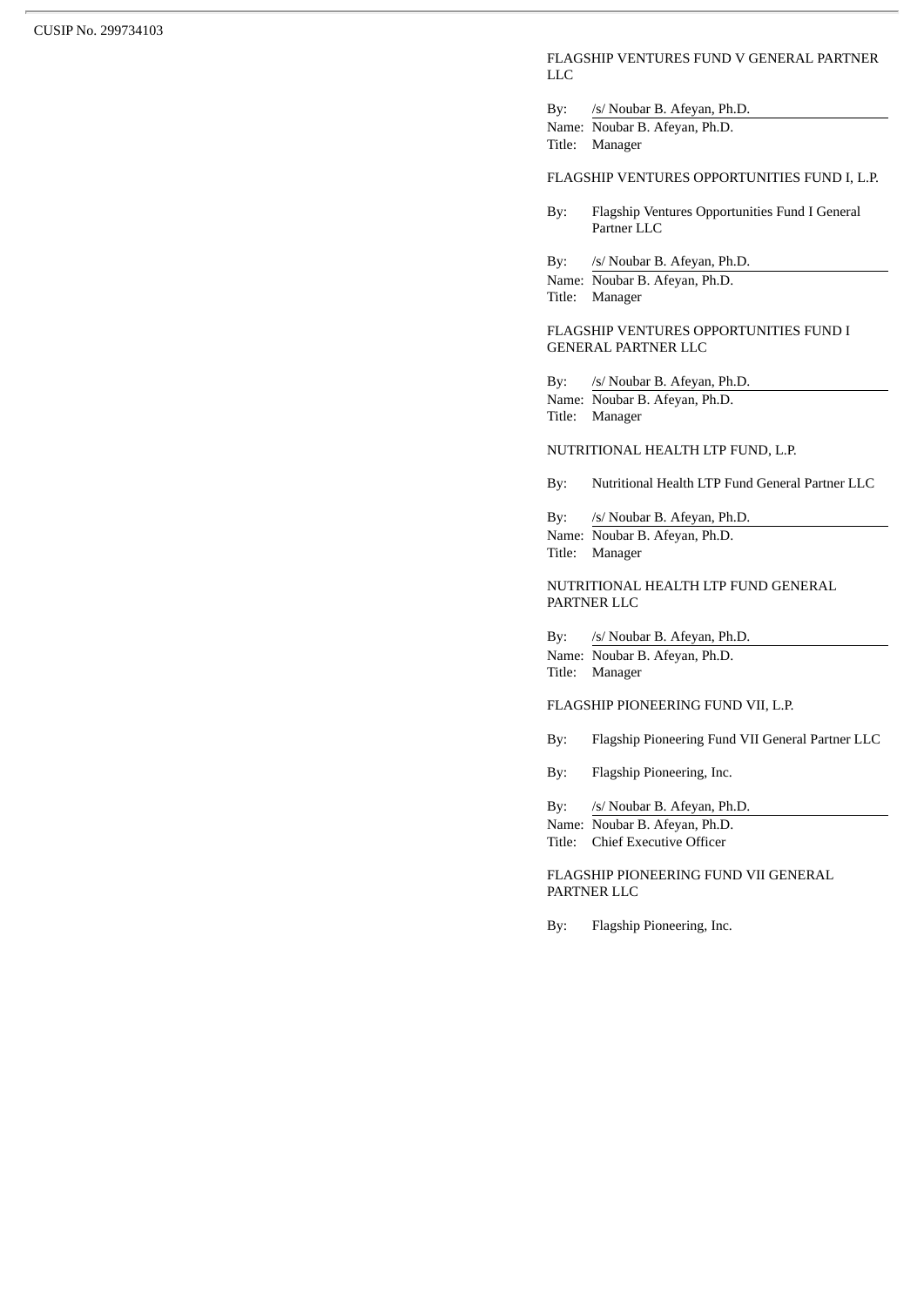CUSIP No. 299734103

FLAGSHIP VENTURES FUND V GENERAL PARTNER LLC

By: /s/ Noubar B. Afeyan, Ph.D.
Name: Noubar B. Afeyan, Ph.D.
Title: Manager

FLAGSHIP VENTURES OPPORTUNITIES FUND I, L.P.

By: Flagship Ventures Opportunities Fund I General Partner LLC

By: /s/ Noubar B. Afeyan, Ph.D.
Name: Noubar B. Afeyan, Ph.D.
Title: Manager

FLAGSHIP VENTURES OPPORTUNITIES FUND I GENERAL PARTNER LLC

By: /s/ Noubar B. Afeyan, Ph.D.
Name: Noubar B. Afeyan, Ph.D.
Title: Manager

NUTRITIONAL HEALTH LTP FUND, L.P.

By: Nutritional Health LTP Fund General Partner LLC

By: /s/ Noubar B. Afeyan, Ph.D.
Name: Noubar B. Afeyan, Ph.D.
Title: Manager

NUTRITIONAL HEALTH LTP FUND GENERAL PARTNER LLC

By: /s/ Noubar B. Afeyan, Ph.D.
Name: Noubar B. Afeyan, Ph.D.
Title: Manager

FLAGSHIP PIONEERING FUND VII, L.P.

By: Flagship Pioneering Fund VII General Partner LLC

By: Flagship Pioneering, Inc.

By: /s/ Noubar B. Afeyan, Ph.D.
Name: Noubar B. Afeyan, Ph.D.
Title: Chief Executive Officer

FLAGSHIP PIONEERING FUND VII GENERAL PARTNER LLC

By: Flagship Pioneering, Inc.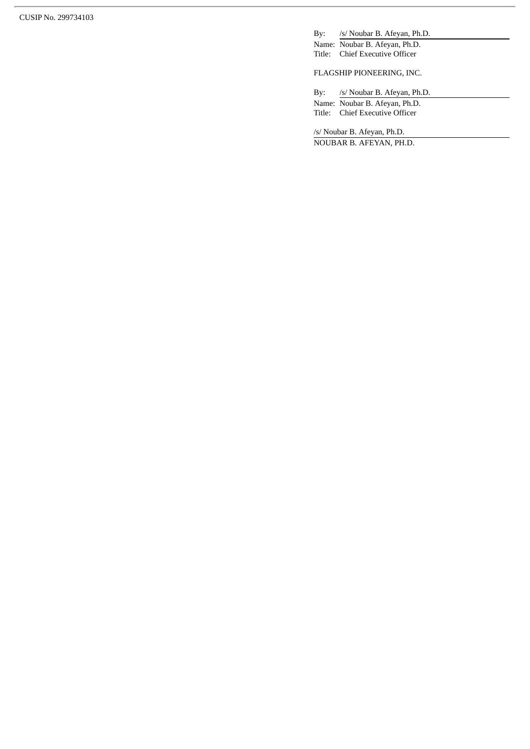CUSIP No. 299734103

By: /s/ Noubar B. Afeyan, Ph.D.
Name: Noubar B. Afeyan, Ph.D.
Title: Chief Executive Officer

FLAGSHIP PIONEERING, INC.

By: /s/ Noubar B. Afeyan, Ph.D.
Name: Noubar B. Afeyan, Ph.D.
Title: Chief Executive Officer

/s/ Noubar B. Afeyan, Ph.D.
NOUBAR B. AFEYAN, PH.D.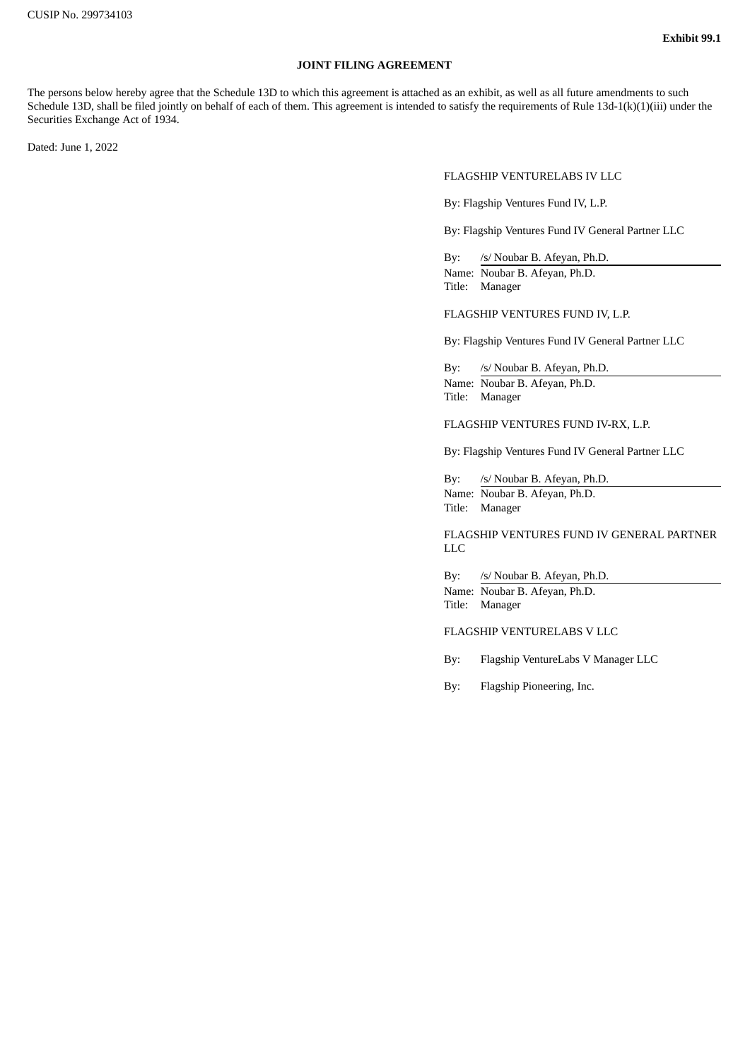CUSIP No. 299734103

**Exhibit 99.1**

**JOINT FILING AGREEMENT**

The persons below hereby agree that the Schedule 13D to which this agreement is attached as an exhibit, as well as all future amendments to such Schedule 13D, shall be filed jointly on behalf of each of them. This agreement is intended to satisfy the requirements of Rule 13d-1(k)(1)(iii) under the Securities Exchange Act of 1934.

Dated: June 1, 2022

FLAGSHIP VENTURELABS IV LLC

By: Flagship Ventures Fund IV, L.P.

By: Flagship Ventures Fund IV General Partner LLC

By: /s/ Noubar B. Afeyan, Ph.D.
Name: Noubar B. Afeyan, Ph.D.
Title: Manager

FLAGSHIP VENTURES FUND IV, L.P.

By: Flagship Ventures Fund IV General Partner LLC

By: /s/ Noubar B. Afeyan, Ph.D.
Name: Noubar B. Afeyan, Ph.D.
Title: Manager

FLAGSHIP VENTURES FUND IV-RX, L.P.

By: Flagship Ventures Fund IV General Partner LLC

By: /s/ Noubar B. Afeyan, Ph.D.
Name: Noubar B. Afeyan, Ph.D.
Title: Manager

FLAGSHIP VENTURES FUND IV GENERAL PARTNER LLC

By: /s/ Noubar B. Afeyan, Ph.D.
Name: Noubar B. Afeyan, Ph.D.
Title: Manager

FLAGSHIP VENTURELABS V LLC

By: Flagship VentureLabs V Manager LLC

By: Flagship Pioneering, Inc.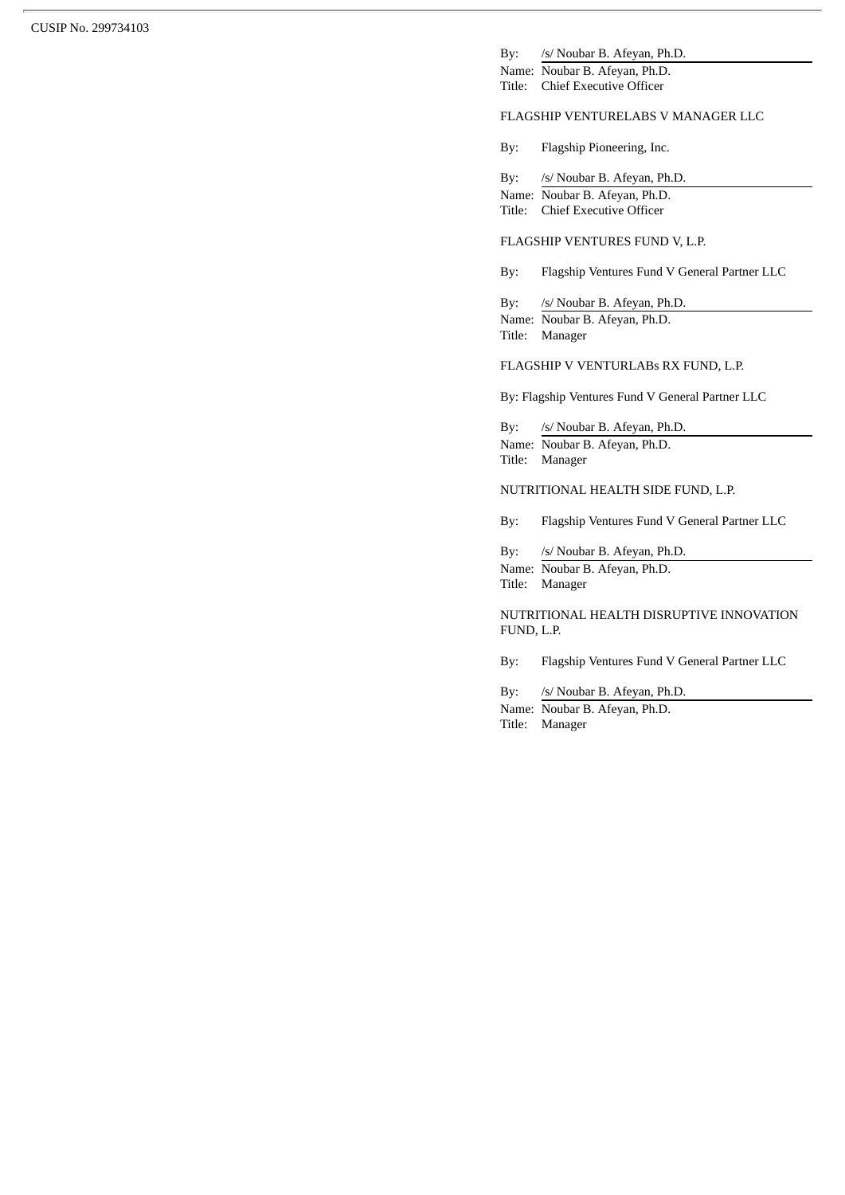By: /s/ Noubar B. Afeyan, Ph.D.
Name: Noubar B. Afeyan, Ph.D.
Title: Chief Executive Officer

FLAGSHIP VENTURELABS V MANAGER LLC

By: Flagship Pioneering, Inc.

By: /s/ Noubar B. Afeyan, Ph.D.
Name: Noubar B. Afeyan, Ph.D.
Title: Chief Executive Officer

FLAGSHIP VENTURES FUND V, L.P.

By: Flagship Ventures Fund V General Partner LLC

By: /s/ Noubar B. Afeyan, Ph.D.
Name: Noubar B. Afeyan, Ph.D.
Title: Manager

FLAGSHIP V VENTURLABs RX FUND, L.P.

By: Flagship Ventures Fund V General Partner LLC

By: /s/ Noubar B. Afeyan, Ph.D.
Name: Noubar B. Afeyan, Ph.D.
Title: Manager

NUTRITIONAL HEALTH SIDE FUND, L.P.

By: Flagship Ventures Fund V General Partner LLC

By: /s/ Noubar B. Afeyan, Ph.D.
Name: Noubar B. Afeyan, Ph.D.
Title: Manager

NUTRITIONAL HEALTH DISRUPTIVE INNOVATION FUND, L.P.

By: Flagship Ventures Fund V General Partner LLC

By: /s/ Noubar B. Afeyan, Ph.D.
Name: Noubar B. Afeyan, Ph.D.
Title: Manager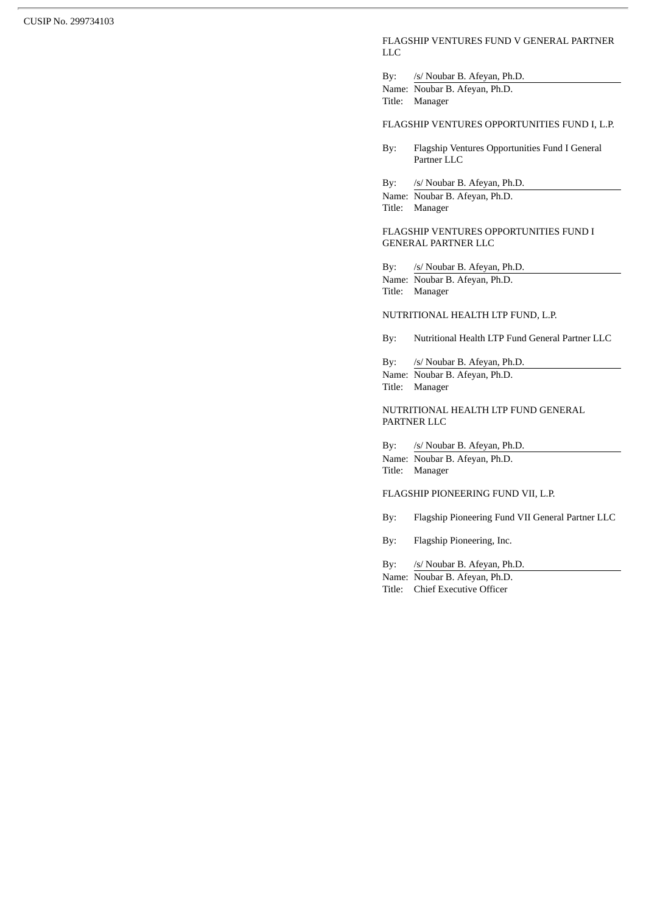CUSIP No. 299734103

FLAGSHIP VENTURES FUND V GENERAL PARTNER LLC

By: /s/ Noubar B. Afeyan, Ph.D.
Name: Noubar B. Afeyan, Ph.D.
Title: Manager

FLAGSHIP VENTURES OPPORTUNITIES FUND I, L.P.

By: Flagship Ventures Opportunities Fund I General Partner LLC

By: /s/ Noubar B. Afeyan, Ph.D.
Name: Noubar B. Afeyan, Ph.D.
Title: Manager

FLAGSHIP VENTURES OPPORTUNITIES FUND I GENERAL PARTNER LLC

By: /s/ Noubar B. Afeyan, Ph.D.
Name: Noubar B. Afeyan, Ph.D.
Title: Manager

NUTRITIONAL HEALTH LTP FUND, L.P.

By: Nutritional Health LTP Fund General Partner LLC

By: /s/ Noubar B. Afeyan, Ph.D.
Name: Noubar B. Afeyan, Ph.D.
Title: Manager

NUTRITIONAL HEALTH LTP FUND GENERAL PARTNER LLC

By: /s/ Noubar B. Afeyan, Ph.D.
Name: Noubar B. Afeyan, Ph.D.
Title: Manager

FLAGSHIP PIONEERING FUND VII, L.P.

By: Flagship Pioneering Fund VII General Partner LLC

By: Flagship Pioneering, Inc.

By: /s/ Noubar B. Afeyan, Ph.D.
Name: Noubar B. Afeyan, Ph.D.
Title: Chief Executive Officer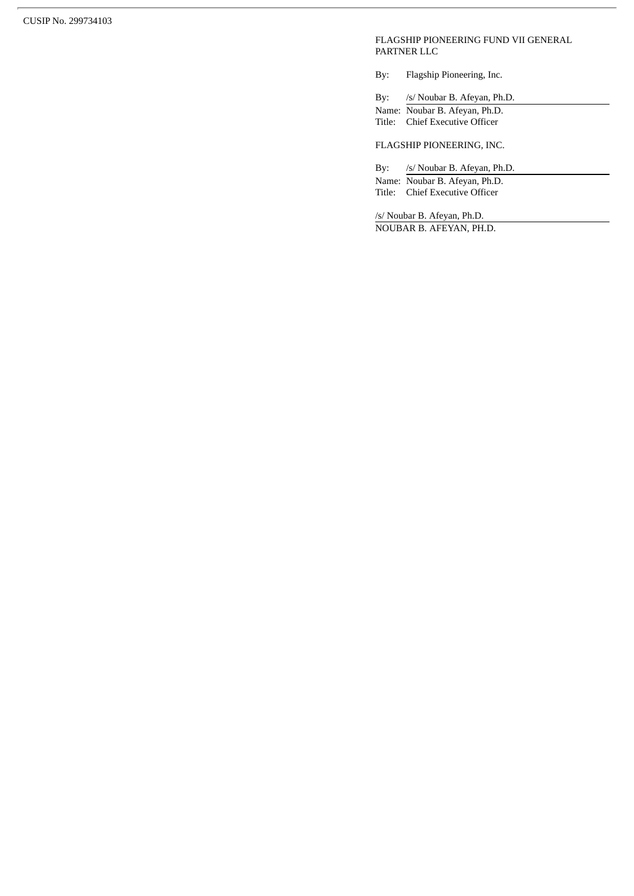CUSIP No. 299734103

FLAGSHIP PIONEERING FUND VII GENERAL PARTNER LLC

By: Flagship Pioneering, Inc.

By: /s/ Noubar B. Afeyan, Ph.D.
Name: Noubar B. Afeyan, Ph.D.
Title: Chief Executive Officer

FLAGSHIP PIONEERING, INC.

By: /s/ Noubar B. Afeyan, Ph.D.
Name: Noubar B. Afeyan, Ph.D.
Title: Chief Executive Officer

/s/ Noubar B. Afeyan, Ph.D.
NOUBAR B. AFEYAN, PH.D.